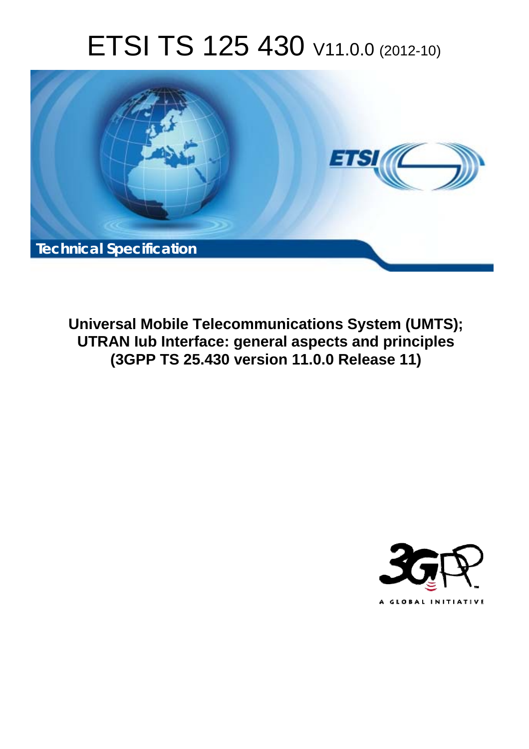# ETSI TS 125 430 V11.0.0 (2012-10)

**Technical Specification**

**Universal Mobile Telecommunications System (UMTS); UTRAN Iub Interface: general aspects and principles (3GPP TS 25.430 version 11.0.0 Release 11)**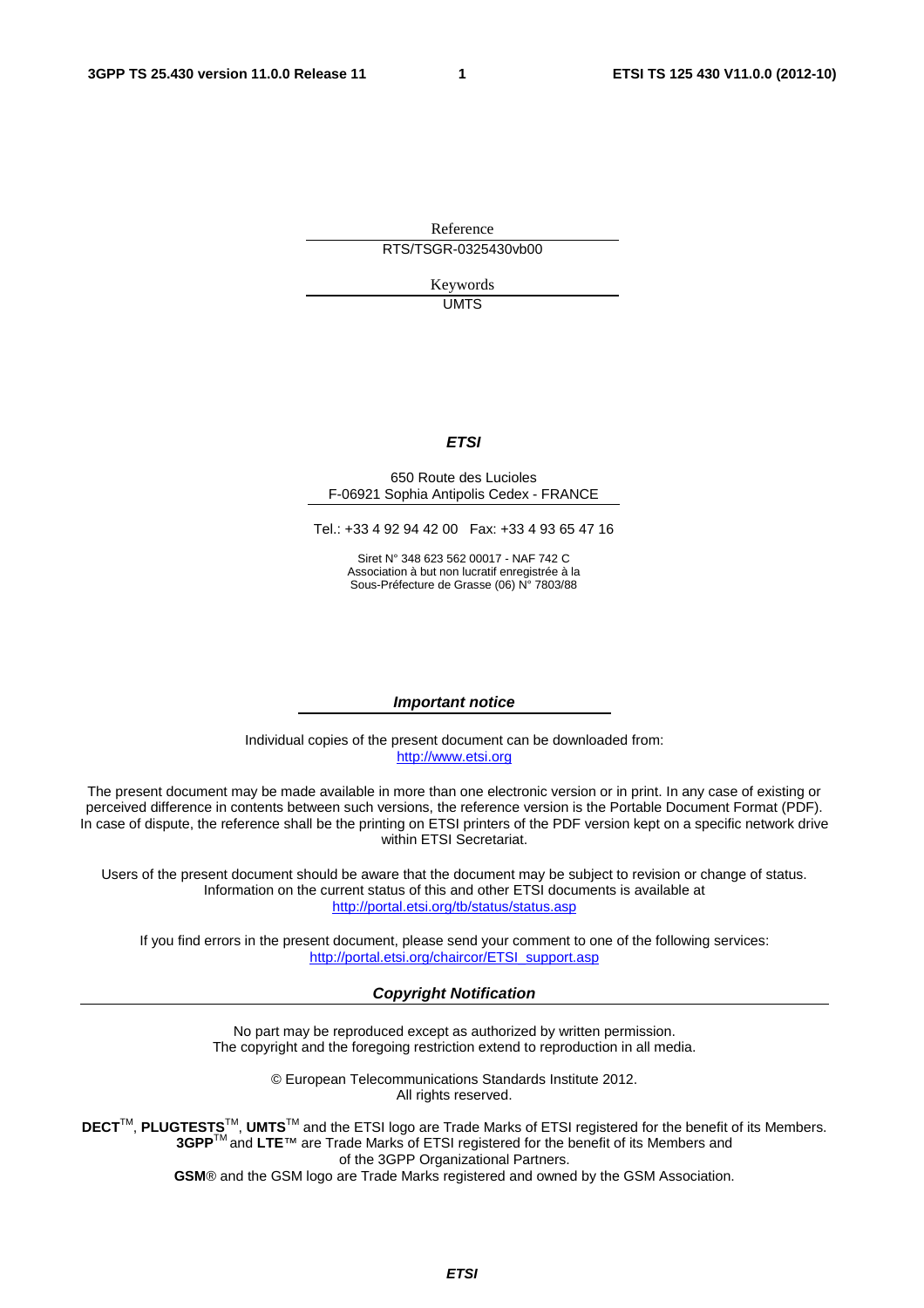Reference

RTS/TSGR-0325430vb00

Keywords

UMTS

***ETSI***

650 Route des Lucioles
F-06921 Sophia Antipolis Cedex - FRANCE

Tel.: +33 4 92 94 42 00 Fax: +33 4 93 65 47 16

Siret N° 348 623 562 00017 - NAF 742 C
Association à but non lucratif enregistrée à la
Sous-Préfecture de Grasse (06) N° 7803/88

***Important notice***

Individual copies of the present document can be downloaded from:
http://www.etsi.org

The present document may be made available in more than one electronic version or in print. In any case of existing or perceived difference in contents between such versions, the reference version is the Portable Document Format (PDF). In case of dispute, the reference shall be the printing on ETSI printers of the PDF version kept on a specific network drive within ETSI Secretariat.

Users of the present document should be aware that the document may be subject to revision or change of status. Information on the current status of this and other ETSI documents is available at
http://portal.etsi.org/tb/status/status.asp

If you find errors in the present document, please send your comment to one of the following services:
http://portal.etsi.org/chaircor/ETSI_support.asp

***Copyright Notification***

No part may be reproduced except as authorized by written permission.
The copyright and the foregoing restriction extend to reproduction in all media.

© European Telecommunications Standards Institute 2012.
All rights reserved.

**DECT**™, **PLUGTESTS**™, **UMTS**™ and the ETSI logo are Trade Marks of ETSI registered for the benefit of its Members.
**3GPP**™ and **LTE**™ are Trade Marks of ETSI registered for the benefit of its Members and
of the 3GPP Organizational Partners.
**GSM**® and the GSM logo are Trade Marks registered and owned by the GSM Association.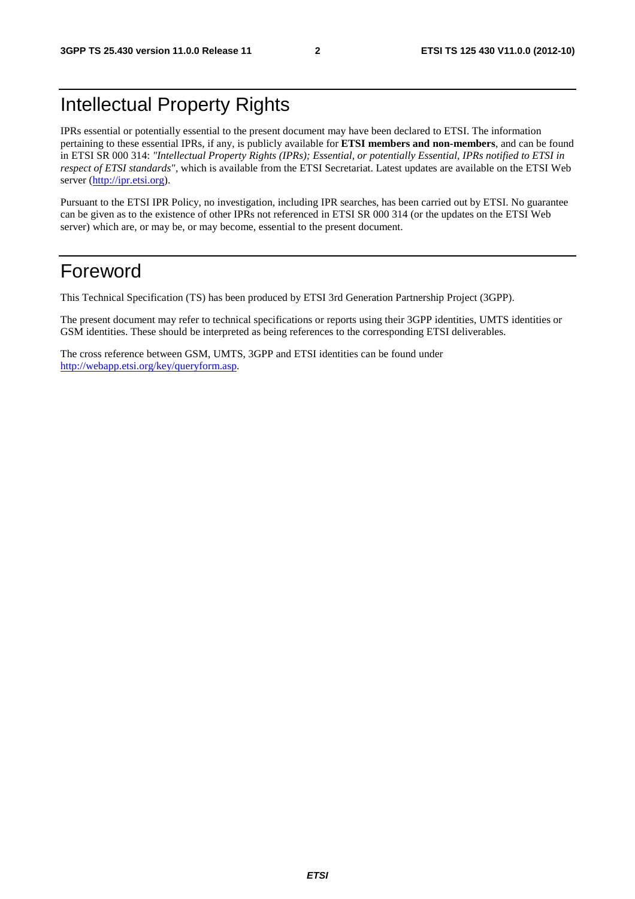# Intellectual Property Rights

IPRs essential or potentially essential to the present document may have been declared to ETSI. The information pertaining to these essential IPRs, if any, is publicly available for **ETSI members and non-members**, and can be found in ETSI SR 000 314: *"Intellectual Property Rights (IPRs); Essential, or potentially Essential, IPRs notified to ETSI in respect of ETSI standards"*, which is available from the ETSI Secretariat. Latest updates are available on the ETSI Web server (http://ipr.etsi.org).

Pursuant to the ETSI IPR Policy, no investigation, including IPR searches, has been carried out by ETSI. No guarantee can be given as to the existence of other IPRs not referenced in ETSI SR 000 314 (or the updates on the ETSI Web server) which are, or may be, or may become, essential to the present document.

# Foreword

This Technical Specification (TS) has been produced by ETSI 3rd Generation Partnership Project (3GPP).

The present document may refer to technical specifications or reports using their 3GPP identities, UMTS identities or GSM identities. These should be interpreted as being references to the corresponding ETSI deliverables.

The cross reference between GSM, UMTS, 3GPP and ETSI identities can be found under http://webapp.etsi.org/key/queryform.asp.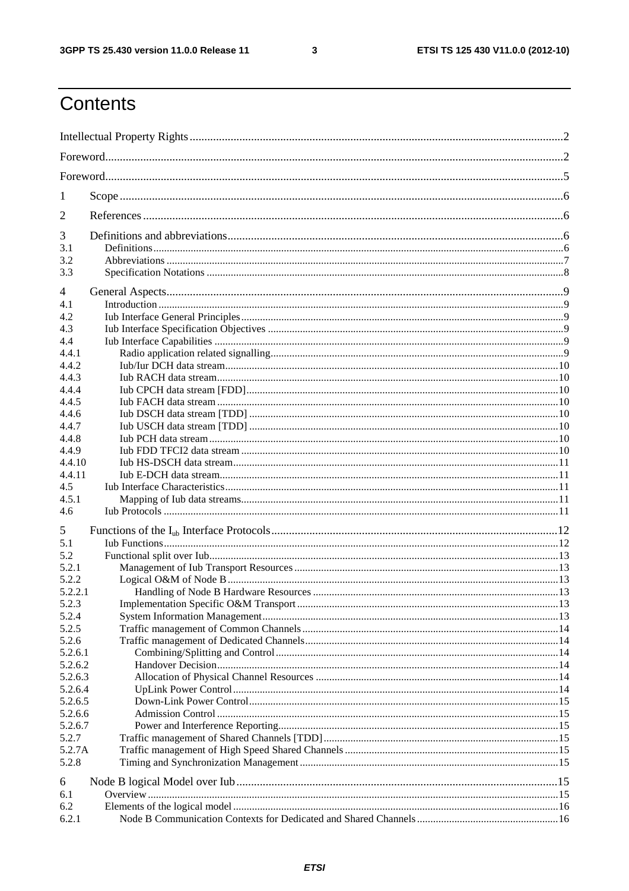# Contents

Intellectual Property Rights ..... 2
Foreword ..... 2
Foreword ..... 5
1 Scope ..... 6
2 References ..... 6
3 Definitions and abbreviations ..... 6
3.1 Definitions ..... 6
3.2 Abbreviations ..... 7
3.3 Specification Notations ..... 8
4 General Aspects ..... 9
4.1 Introduction ..... 9
4.2 Iub Interface General Principles ..... 9
4.3 Iub Interface Specification Objectives ..... 9
4.4 Iub Interface Capabilities ..... 9
4.4.1 Radio application related signalling ..... 9
4.4.2 Iub/Iur DCH data stream ..... 10
4.4.3 Iub RACH data stream ..... 10
4.4.4 Iub CPCH data stream [FDD] ..... 10
4.4.5 Iub FACH data stream ..... 10
4.4.6 Iub DSCH data stream [TDD] ..... 10
4.4.7 Iub USCH data stream [TDD] ..... 10
4.4.8 Iub PCH data stream ..... 10
4.4.9 Iub FDD TFCI2 data stream ..... 10
4.4.10 Iub HS-DSCH data stream ..... 11
4.4.11 Iub E-DCH data stream ..... 11
4.5 Iub Interface Characteristics ..... 11
4.5.1 Mapping of Iub data streams ..... 11
4.6 Iub Protocols ..... 11
5 Functions of the $I_{ub}$ Interface Protocols ..... 12
5.1 Iub Functions ..... 12
5.2 Functional split over Iub ..... 13
5.2.1 Management of Iub Transport Resources ..... 13
5.2.2 Logical O&M of Node B ..... 13
5.2.2.1 Handling of Node B Hardware Resources ..... 13
5.2.3 Implementation Specific O&M Transport ..... 13
5.2.4 System Information Management ..... 13
5.2.5 Traffic management of Common Channels ..... 14
5.2.6 Traffic management of Dedicated Channels ..... 14
5.2.6.1 Combining/Splitting and Control ..... 14
5.2.6.2 Handover Decision ..... 14
5.2.6.3 Allocation of Physical Channel Resources ..... 14
5.2.6.4 UpLink Power Control ..... 14
5.2.6.5 Down-Link Power Control ..... 15
5.2.6.6 Admission Control ..... 15
5.2.6.7 Power and Interference Reporting ..... 15
5.2.7 Traffic management of Shared Channels [TDD] ..... 15
5.2.7A Traffic management of High Speed Shared Channels ..... 15
5.2.8 Timing and Synchronization Management ..... 15
6 Node B logical Model over Iub ..... 15
6.1 Overview ..... 15
6.2 Elements of the logical model ..... 16
6.2.1 Node B Communication Contexts for Dedicated and Shared Channels ..... 16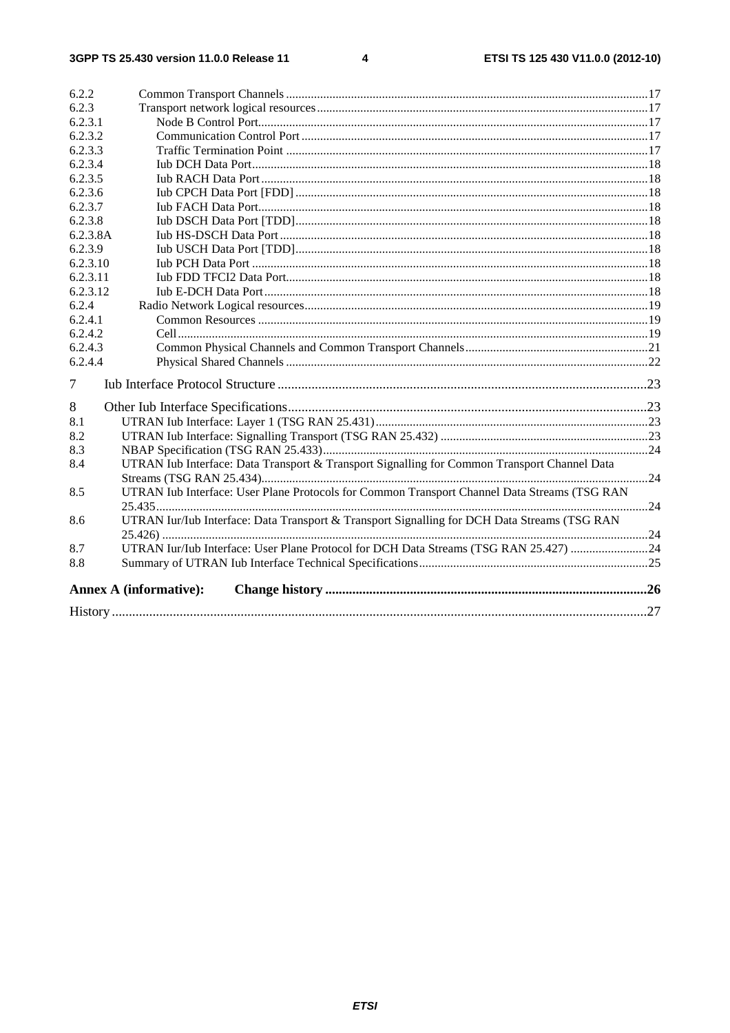6.2.2 Common Transport Channels ....................................................................................................................17
6.2.3 Transport network logical resources..........................................................................................................17
6.2.3.1 Node B Control Port.............................................................................................................................17
6.2.3.2 Communication Control Port ...............................................................................................................17
6.2.3.3 Traffic Termination Point ....................................................................................................................17
6.2.3.4 Iub DCH Data Port...............................................................................................................................18
6.2.3.5 Iub RACH Data Port............................................................................................................................18
6.2.3.6 Iub CPCH Data Port [FDD] .................................................................................................................18
6.2.3.7 Iub FACH Data Port.............................................................................................................................18
6.2.3.8 Iub DSCH Data Port [TDD].................................................................................................................18
6.2.3.8A Iub HS-DSCH Data Port ......................................................................................................................18
6.2.3.9 Iub USCH Data Port [TDD].................................................................................................................18
6.2.3.10 Iub PCH Data Port ...............................................................................................................................18
6.2.3.11 Iub FDD TFCI2 Data Port....................................................................................................................18
6.2.3.12 Iub E-DCH Data Port ...........................................................................................................................18
6.2.4 Radio Network Logical resources..............................................................................................................19
6.2.4.1 Common Resources .............................................................................................................................19
6.2.4.2 Cell.......................................................................................................................................................19
6.2.4.3 Common Physical Channels and Common Transport Channels...........................................................21
6.2.4.4 Physical Shared Channels ....................................................................................................................22

7 Iub Interface Protocol Structure ............................................................................................................23

8 Other Iub Interface Specifications..........................................................................................................23
8.1 UTRAN Iub Interface: Layer 1 (TSG RAN 25.431)........................................................................................23
8.2 UTRAN Iub Interface: Signalling Transport (TSG RAN 25.432) ...................................................................23
8.3 NBAP Specification (TSG RAN 25.433).........................................................................................................24
8.4 UTRAN Iub Interface: Data Transport & Transport Signalling for Common Transport Channel Data Streams (TSG RAN 25.434)............................................................................................................................24
8.5 UTRAN Iub Interface: User Plane Protocols for Common Transport Channel Data Streams (TSG RAN 25.435..............................................................................................................................................................24
8.6 UTRAN Iur/Iub Interface: Data Transport & Transport Signalling for DCH Data Streams (TSG RAN 25.426) ............................................................................................................................................................24
8.7 UTRAN Iur/Iub Interface: User Plane Protocol for DCH Data Streams (TSG RAN 25.427) .........................24
8.8 Summary of UTRAN Iub Interface Technical Specifications..........................................................................25

**Annex A (informative): Change history ..............................................................................................26**

History ..............................................................................................................................................................27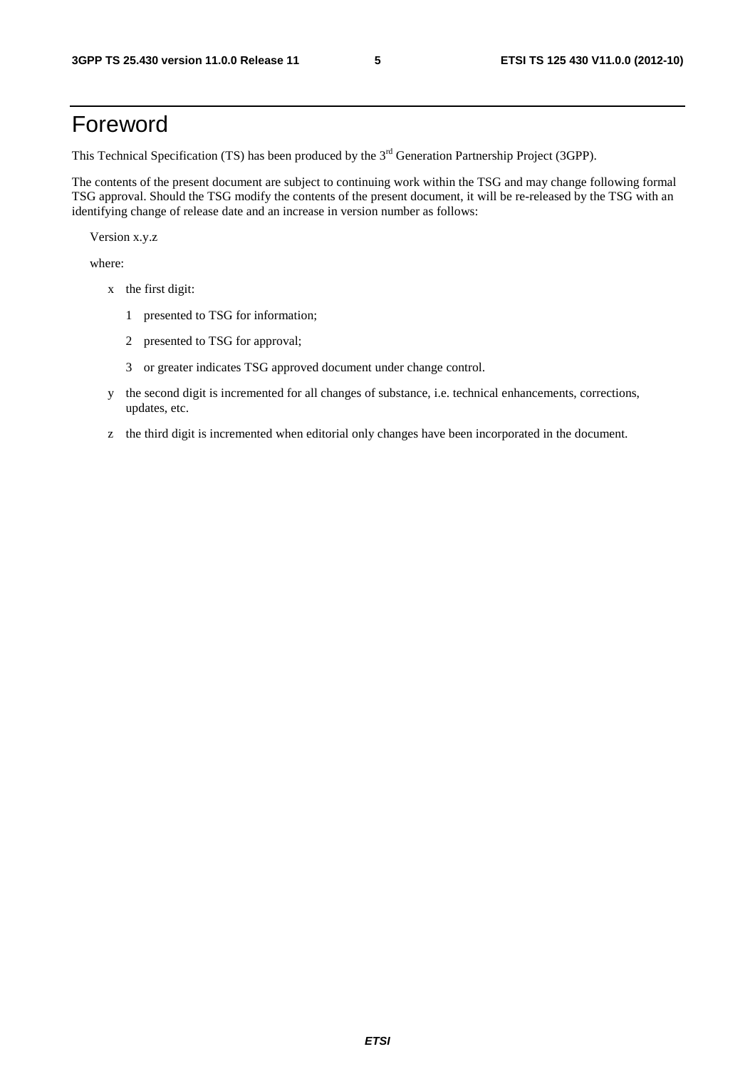# Foreword

This Technical Specification (TS) has been produced by the 3rd Generation Partnership Project (3GPP).

The contents of the present document are subject to continuing work within the TSG and may change following formal TSG approval. Should the TSG modify the contents of the present document, it will be re-released by the TSG with an identifying change of release date and an increase in version number as follows:

Version x.y.z

where:

- x the first digit:
  - 1 presented to TSG for information;
  - 2 presented to TSG for approval;
  - 3 or greater indicates TSG approved document under change control.
- y the second digit is incremented for all changes of substance, i.e. technical enhancements, corrections, updates, etc.
- z the third digit is incremented when editorial only changes have been incorporated in the document.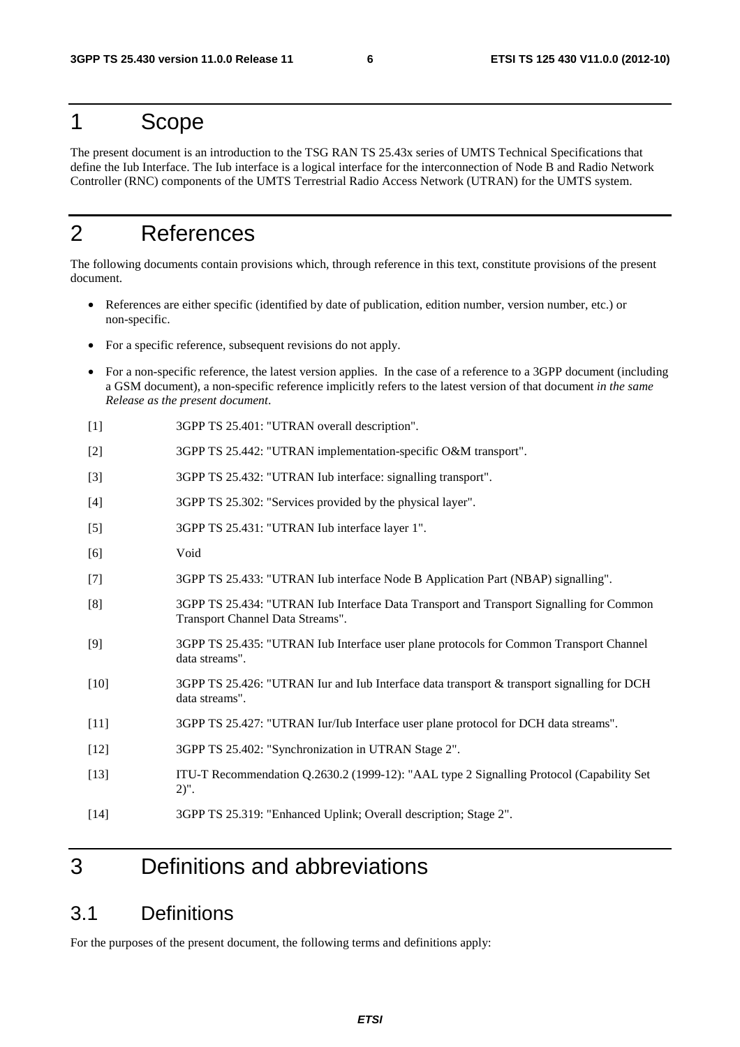# 1 Scope

The present document is an introduction to the TSG RAN TS 25.43x series of UMTS Technical Specifications that define the Iub Interface. The Iub interface is a logical interface for the interconnection of Node B and Radio Network Controller (RNC) components of the UMTS Terrestrial Radio Access Network (UTRAN) for the UMTS system.

# 2 References

The following documents contain provisions which, through reference in this text, constitute provisions of the present document.

- References are either specific (identified by date of publication, edition number, version number, etc.) or non-specific.
- For a specific reference, subsequent revisions do not apply.
- For a non-specific reference, the latest version applies. In the case of a reference to a 3GPP document (including a GSM document), a non-specific reference implicitly refers to the latest version of that document *in the same Release as the present document*.

[1] 3GPP TS 25.401: "UTRAN overall description".

[2] 3GPP TS 25.442: "UTRAN implementation-specific O&M transport".

[3] 3GPP TS 25.432: "UTRAN Iub interface: signalling transport".

[4] 3GPP TS 25.302: "Services provided by the physical layer".

[5] 3GPP TS 25.431: "UTRAN Iub interface layer 1".

[6] Void

[7] 3GPP TS 25.433: "UTRAN Iub interface Node B Application Part (NBAP) signalling".

[8] 3GPP TS 25.434: "UTRAN Iub Interface Data Transport and Transport Signalling for Common Transport Channel Data Streams".

[9] 3GPP TS 25.435: "UTRAN Iub Interface user plane protocols for Common Transport Channel data streams".

[10] 3GPP TS 25.426: "UTRAN Iur and Iub Interface data transport & transport signalling for DCH data streams".

[11] 3GPP TS 25.427: "UTRAN Iur/Iub Interface user plane protocol for DCH data streams".

[12] 3GPP TS 25.402: "Synchronization in UTRAN Stage 2".

[13] ITU-T Recommendation Q.2630.2 (1999-12): "AAL type 2 Signalling Protocol (Capability Set 2)".

[14] 3GPP TS 25.319: "Enhanced Uplink; Overall description; Stage 2".

# 3 Definitions and abbreviations

## 3.1 Definitions

For the purposes of the present document, the following terms and definitions apply: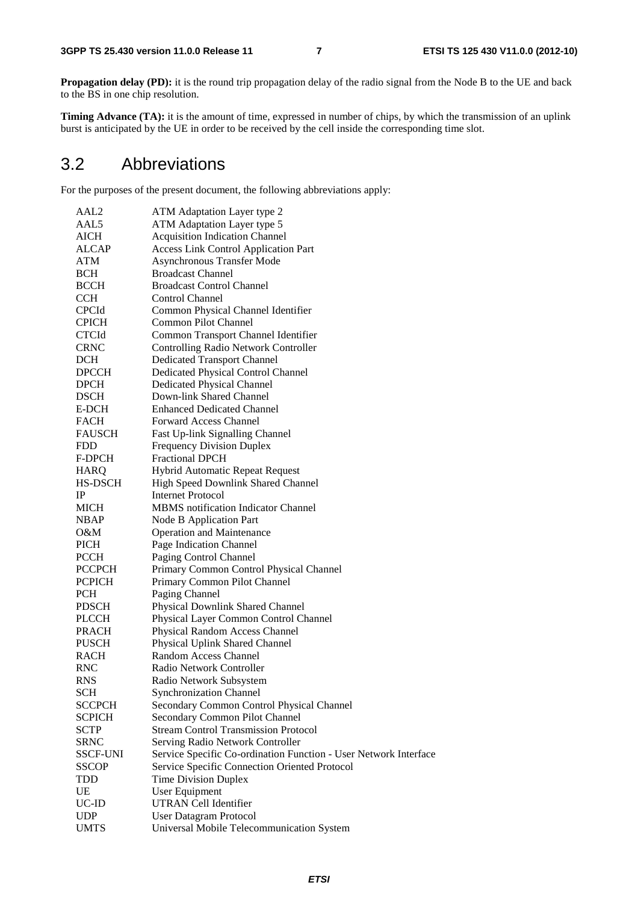**Propagation delay (PD):** it is the round trip propagation delay of the radio signal from the Node B to the UE and back to the BS in one chip resolution.

**Timing Advance (TA):** it is the amount of time, expressed in number of chips, by which the transmission of an uplink burst is anticipated by the UE in order to be received by the cell inside the corresponding time slot.

## 3.2 Abbreviations

For the purposes of the present document, the following abbreviations apply:

| | |
|---|---|
| AAL2 | ATM Adaptation Layer type 2 |
| AAL5 | ATM Adaptation Layer type 5 |
| AICH | Acquisition Indication Channel |
| ALCAP | Access Link Control Application Part |
| ATM | Asynchronous Transfer Mode |
| BCH | Broadcast Channel |
| BCCH | Broadcast Control Channel |
| CCH | Control Channel |
| CPCId | Common Physical Channel Identifier |
| CPICH | Common Pilot Channel |
| CTCId | Common Transport Channel Identifier |
| CRNC | Controlling Radio Network Controller |
| DCH | Dedicated Transport Channel |
| DPCCH | Dedicated Physical Control Channel |
| DPCH | Dedicated Physical Channel |
| DSCH | Down-link Shared Channel |
| E-DCH | Enhanced Dedicated Channel |
| FACH | Forward Access Channel |
| FAUSCH | Fast Up-link Signalling Channel |
| FDD | Frequency Division Duplex |
| F-DPCH | Fractional DPCH |
| HARQ | Hybrid Automatic Repeat Request |
| HS-DSCH | High Speed Downlink Shared Channel |
| IP | Internet Protocol |
| MICH | MBMS notification Indicator Channel |
| NBAP | Node B Application Part |
| O&M | Operation and Maintenance |
| PICH | Page Indication Channel |
| PCCH | Paging Control Channel |
| PCCPCH | Primary Common Control Physical Channel |
| PCPICH | Primary Common Pilot Channel |
| PCH | Paging Channel |
| PDSCH | Physical Downlink Shared Channel |
| PLCCH | Physical Layer Common Control Channel |
| PRACH | Physical Random Access Channel |
| PUSCH | Physical Uplink Shared Channel |
| RACH | Random Access Channel |
| RNC | Radio Network Controller |
| RNS | Radio Network Subsystem |
| SCH | Synchronization Channel |
| SCCPCH | Secondary Common Control Physical Channel |
| SCPICH | Secondary Common Pilot Channel |
| SCTP | Stream Control Transmission Protocol |
| SRNC | Serving Radio Network Controller |
| SSCF-UNI | Service Specific Co-ordination Function - User Network Interface |
| SSCOP | Service Specific Connection Oriented Protocol |
| TDD | Time Division Duplex |
| UE | User Equipment |
| UC-ID | UTRAN Cell Identifier |
| UDP | User Datagram Protocol |
| UMTS | Universal Mobile Telecommunication System |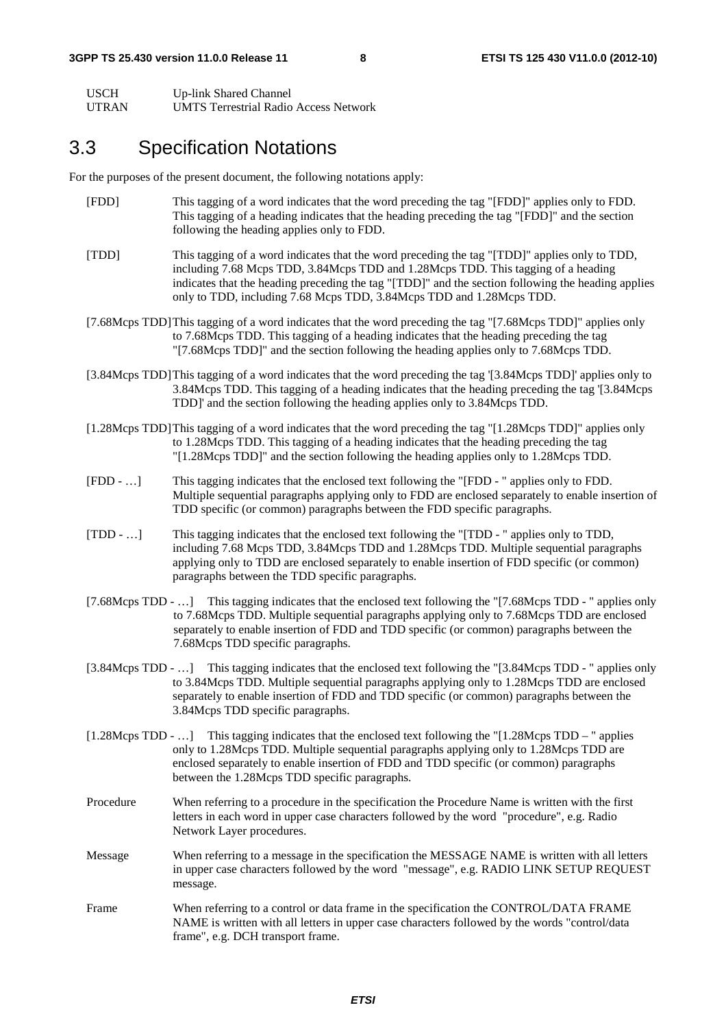| | |
|---|---|
| USCH | Up-link Shared Channel |
| UTRAN | UMTS Terrestrial Radio Access Network |

## 3.3 Specification Notations

For the purposes of the present document, the following notations apply:

[FDD] This tagging of a word indicates that the word preceding the tag "[FDD]" applies only to FDD. This tagging of a heading indicates that the heading preceding the tag "[FDD]" and the section following the heading applies only to FDD.

[TDD] This tagging of a word indicates that the word preceding the tag "[TDD]" applies only to TDD, including 7.68 Mcps TDD, 3.84Mcps TDD and 1.28Mcps TDD. This tagging of a heading indicates that the heading preceding the tag "[TDD]" and the section following the heading applies only to TDD, including 7.68 Mcps TDD, 3.84Mcps TDD and 1.28Mcps TDD.

[7.68Mcps TDD] This tagging of a word indicates that the word preceding the tag "[7.68Mcps TDD]" applies only to 7.68Mcps TDD. This tagging of a heading indicates that the heading preceding the tag "[7.68Mcps TDD]" and the section following the heading applies only to 7.68Mcps TDD.

[3.84Mcps TDD] This tagging of a word indicates that the word preceding the tag '[3.84Mcps TDD]' applies only to 3.84Mcps TDD. This tagging of a heading indicates that the heading preceding the tag '[3.84Mcps TDD]' and the section following the heading applies only to 3.84Mcps TDD.

[1.28Mcps TDD] This tagging of a word indicates that the word preceding the tag "[1.28Mcps TDD]" applies only to 1.28Mcps TDD. This tagging of a heading indicates that the heading preceding the tag "[1.28Mcps TDD]" and the section following the heading applies only to 1.28Mcps TDD.

[FDD - …] This tagging indicates that the enclosed text following the "[FDD - " applies only to FDD. Multiple sequential paragraphs applying only to FDD are enclosed separately to enable insertion of TDD specific (or common) paragraphs between the FDD specific paragraphs.

[TDD - …] This tagging indicates that the enclosed text following the "[TDD - " applies only to TDD, including 7.68 Mcps TDD, 3.84Mcps TDD and 1.28Mcps TDD. Multiple sequential paragraphs applying only to TDD are enclosed separately to enable insertion of FDD specific (or common) paragraphs between the TDD specific paragraphs.

[7.68Mcps TDD - …] This tagging indicates that the enclosed text following the "[7.68Mcps TDD - " applies only to 7.68Mcps TDD. Multiple sequential paragraphs applying only to 7.68Mcps TDD are enclosed separately to enable insertion of FDD and TDD specific (or common) paragraphs between the 7.68Mcps TDD specific paragraphs.

[3.84Mcps TDD - …] This tagging indicates that the enclosed text following the "[3.84Mcps TDD - " applies only to 3.84Mcps TDD. Multiple sequential paragraphs applying only to 1.28Mcps TDD are enclosed separately to enable insertion of FDD and TDD specific (or common) paragraphs between the 3.84Mcps TDD specific paragraphs.

[1.28Mcps TDD - …] This tagging indicates that the enclosed text following the "[1.28Mcps TDD – " applies only to 1.28Mcps TDD. Multiple sequential paragraphs applying only to 1.28Mcps TDD are enclosed separately to enable insertion of FDD and TDD specific (or common) paragraphs between the 1.28Mcps TDD specific paragraphs.

Procedure When referring to a procedure in the specification the Procedure Name is written with the first letters in each word in upper case characters followed by the word "procedure", e.g. Radio Network Layer procedures.

Message When referring to a message in the specification the MESSAGE NAME is written with all letters in upper case characters followed by the word "message", e.g. RADIO LINK SETUP REQUEST message.

Frame When referring to a control or data frame in the specification the CONTROL/DATA FRAME NAME is written with all letters in upper case characters followed by the words "control/data frame", e.g. DCH transport frame.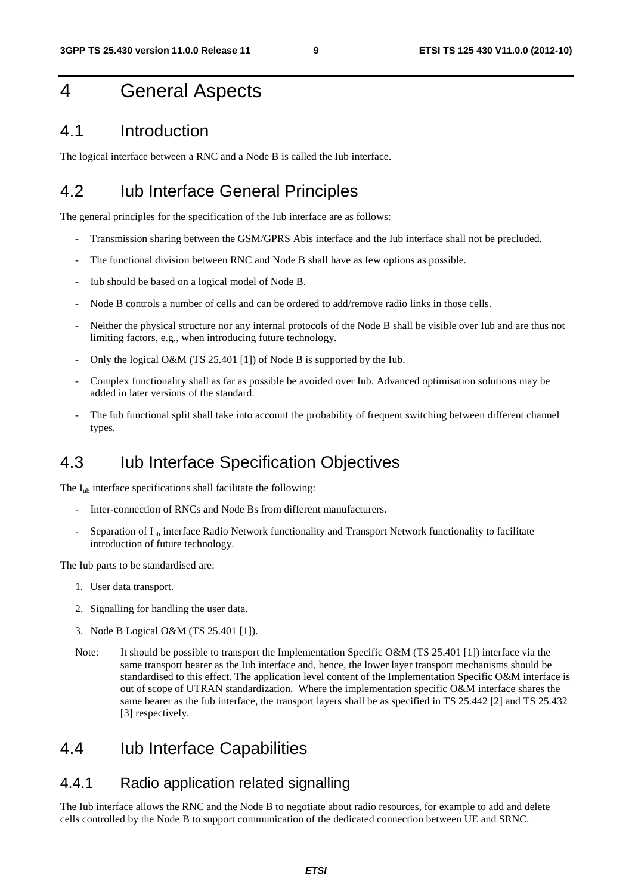# 4 General Aspects

## 4.1 Introduction

The logical interface between a RNC and a Node B is called the Iub interface.

## 4.2 Iub Interface General Principles

The general principles for the specification of the Iub interface are as follows:

- Transmission sharing between the GSM/GPRS Abis interface and the Iub interface shall not be precluded.
- The functional division between RNC and Node B shall have as few options as possible.
- Iub should be based on a logical model of Node B.
- Node B controls a number of cells and can be ordered to add/remove radio links in those cells.
- Neither the physical structure nor any internal protocols of the Node B shall be visible over Iub and are thus not limiting factors, e.g., when introducing future technology.
- Only the logical O&M (TS 25.401 [1]) of Node B is supported by the Iub.
- Complex functionality shall as far as possible be avoided over Iub. Advanced optimisation solutions may be added in later versions of the standard.
- The Iub functional split shall take into account the probability of frequent switching between different channel types.

## 4.3 Iub Interface Specification Objectives

The $I_{ub}$ interface specifications shall facilitate the following:

- Inter-connection of RNCs and Node Bs from different manufacturers.
- Separation of $I_{ub}$ interface Radio Network functionality and Transport Network functionality to facilitate introduction of future technology.

The Iub parts to be standardised are:

1. User data transport.
2. Signalling for handling the user data.
3. Node B Logical O&M (TS 25.401 [1]).

Note: It should be possible to transport the Implementation Specific O&M (TS 25.401 [1]) interface via the same transport bearer as the Iub interface and, hence, the lower layer transport mechanisms should be standardised to this effect. The application level content of the Implementation Specific O&M interface is out of scope of UTRAN standardization. Where the implementation specific O&M interface shares the same bearer as the Iub interface, the transport layers shall be as specified in TS 25.442 [2] and TS 25.432 [3] respectively.

## 4.4 Iub Interface Capabilities

### 4.4.1 Radio application related signalling

The Iub interface allows the RNC and the Node B to negotiate about radio resources, for example to add and delete cells controlled by the Node B to support communication of the dedicated connection between UE and SRNC.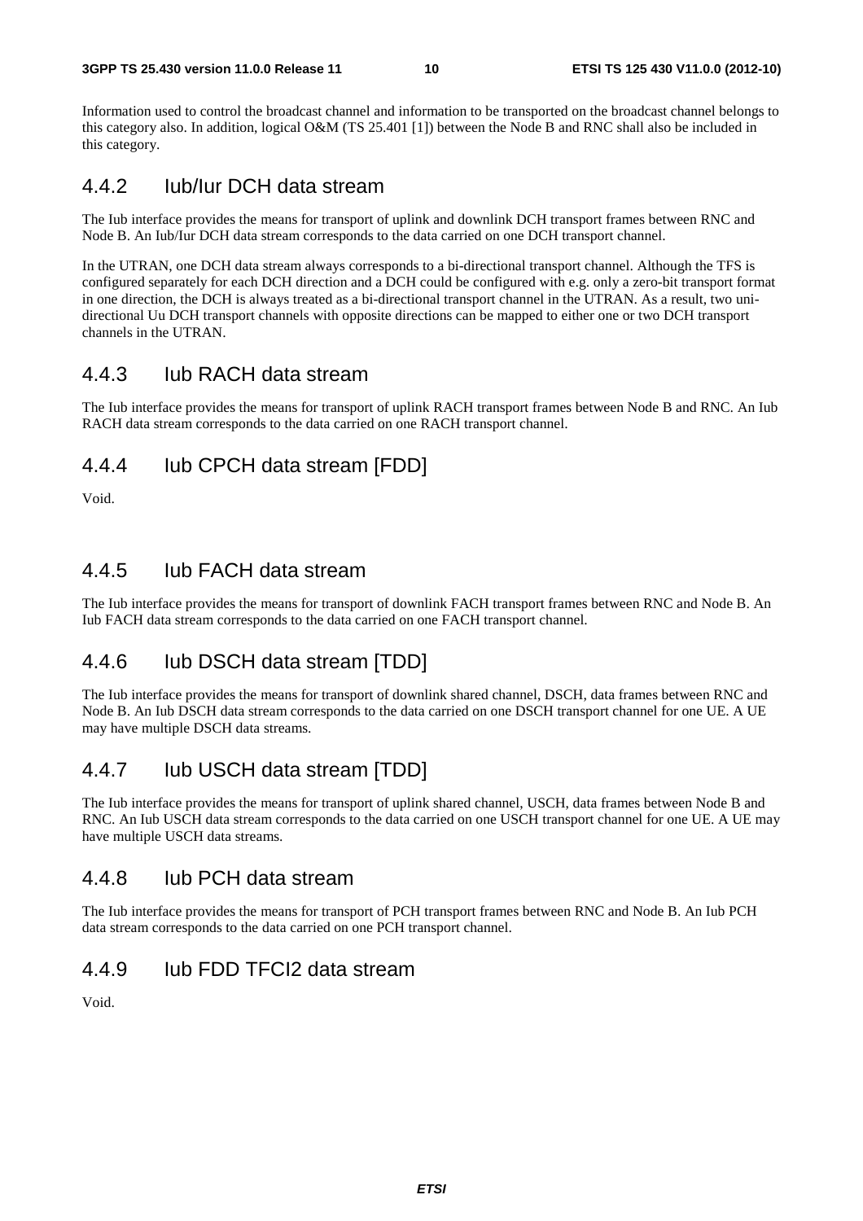Information used to control the broadcast channel and information to be transported on the broadcast channel belongs to this category also. In addition, logical O&M (TS 25.401 [1]) between the Node B and RNC shall also be included in this category.

### 4.4.2 Iub/Iur DCH data stream

The Iub interface provides the means for transport of uplink and downlink DCH transport frames between RNC and Node B. An Iub/Iur DCH data stream corresponds to the data carried on one DCH transport channel.

In the UTRAN, one DCH data stream always corresponds to a bi-directional transport channel. Although the TFS is configured separately for each DCH direction and a DCH could be configured with e.g. only a zero-bit transport format in one direction, the DCH is always treated as a bi-directional transport channel in the UTRAN. As a result, two uni-directional Uu DCH transport channels with opposite directions can be mapped to either one or two DCH transport channels in the UTRAN.

### 4.4.3 Iub RACH data stream

The Iub interface provides the means for transport of uplink RACH transport frames between Node B and RNC. An Iub RACH data stream corresponds to the data carried on one RACH transport channel.

### 4.4.4 Iub CPCH data stream [FDD]

Void.

### 4.4.5 Iub FACH data stream

The Iub interface provides the means for transport of downlink FACH transport frames between RNC and Node B. An Iub FACH data stream corresponds to the data carried on one FACH transport channel.

### 4.4.6 Iub DSCH data stream [TDD]

The Iub interface provides the means for transport of downlink shared channel, DSCH, data frames between RNC and Node B. An Iub DSCH data stream corresponds to the data carried on one DSCH transport channel for one UE. A UE may have multiple DSCH data streams.

### 4.4.7 Iub USCH data stream [TDD]

The Iub interface provides the means for transport of uplink shared channel, USCH, data frames between Node B and RNC. An Iub USCH data stream corresponds to the data carried on one USCH transport channel for one UE. A UE may have multiple USCH data streams.

### 4.4.8 Iub PCH data stream

The Iub interface provides the means for transport of PCH transport frames between RNC and Node B. An Iub PCH data stream corresponds to the data carried on one PCH transport channel.

### 4.4.9 Iub FDD TFCI2 data stream

Void.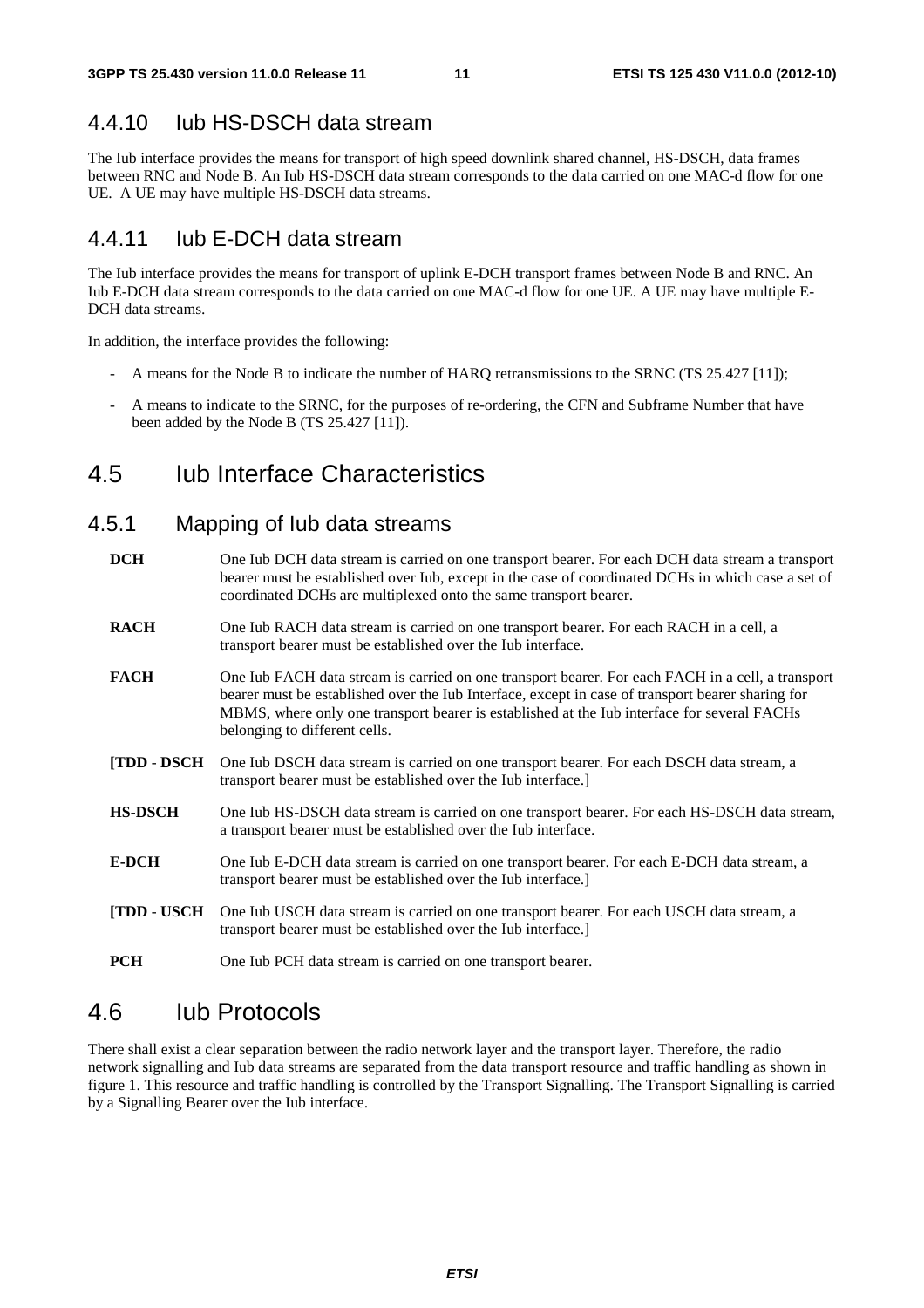### 4.4.10 Iub HS-DSCH data stream

The Iub interface provides the means for transport of high speed downlink shared channel, HS-DSCH, data frames between RNC and Node B. An Iub HS-DSCH data stream corresponds to the data carried on one MAC-d flow for one UE. A UE may have multiple HS-DSCH data streams.

### 4.4.11 Iub E-DCH data stream

The Iub interface provides the means for transport of uplink E-DCH transport frames between Node B and RNC. An Iub E-DCH data stream corresponds to the data carried on one MAC-d flow for one UE. A UE may have multiple E-DCH data streams.

In addition, the interface provides the following:

- A means for the Node B to indicate the number of HARQ retransmissions to the SRNC (TS 25.427 [11]);
- A means to indicate to the SRNC, for the purposes of re-ordering, the CFN and Subframe Number that have been added by the Node B (TS 25.427 [11]).

## 4.5 Iub Interface Characteristics

### 4.5.1 Mapping of Iub data streams

**DCH** One Iub DCH data stream is carried on one transport bearer. For each DCH data stream a transport bearer must be established over Iub, except in the case of coordinated DCHs in which case a set of coordinated DCHs are multiplexed onto the same transport bearer.

**RACH** One Iub RACH data stream is carried on one transport bearer. For each RACH in a cell, a transport bearer must be established over the Iub interface.

**FACH** One Iub FACH data stream is carried on one transport bearer. For each FACH in a cell, a transport bearer must be established over the Iub Interface, except in case of transport bearer sharing for MBMS, where only one transport bearer is established at the Iub interface for several FACHs belonging to different cells.

**[TDD - DSCH** One Iub DSCH data stream is carried on one transport bearer. For each DSCH data stream, a transport bearer must be established over the Iub interface.]

**HS-DSCH** One Iub HS-DSCH data stream is carried on one transport bearer. For each HS-DSCH data stream, a transport bearer must be established over the Iub interface.

**E-DCH** One Iub E-DCH data stream is carried on one transport bearer. For each E-DCH data stream, a transport bearer must be established over the Iub interface.]

**[TDD - USCH** One Iub USCH data stream is carried on one transport bearer. For each USCH data stream, a transport bearer must be established over the Iub interface.]

**PCH** One Iub PCH data stream is carried on one transport bearer.

## 4.6 Iub Protocols

There shall exist a clear separation between the radio network layer and the transport layer. Therefore, the radio network signalling and Iub data streams are separated from the data transport resource and traffic handling as shown in figure 1. This resource and traffic handling is controlled by the Transport Signalling. The Transport Signalling is carried by a Signalling Bearer over the Iub interface.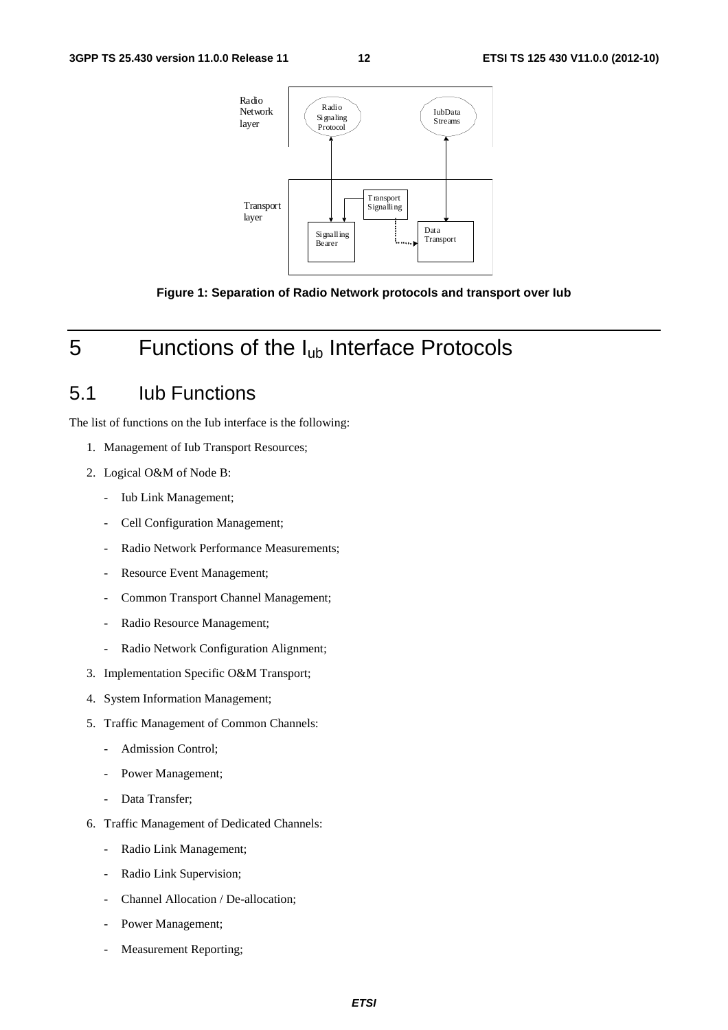Figure 1: Separation of Radio Network protocols and transport over Iub

# 5 Functions of the $I_{ub}$ Interface Protocols

## 5.1 Iub Functions

The list of functions on the Iub interface is the following:

1. Management of Iub Transport Resources;
2. Logical O&M of Node B:
   - Iub Link Management;
   - Cell Configuration Management;
   - Radio Network Performance Measurements;
   - Resource Event Management;
   - Common Transport Channel Management;
   - Radio Resource Management;
   - Radio Network Configuration Alignment;
3. Implementation Specific O&M Transport;
4. System Information Management;
5. Traffic Management of Common Channels:
   - Admission Control;
   - Power Management;
   - Data Transfer;
6. Traffic Management of Dedicated Channels:
   - Radio Link Management;
   - Radio Link Supervision;
   - Channel Allocation / De-allocation;
   - Power Management;
   - Measurement Reporting;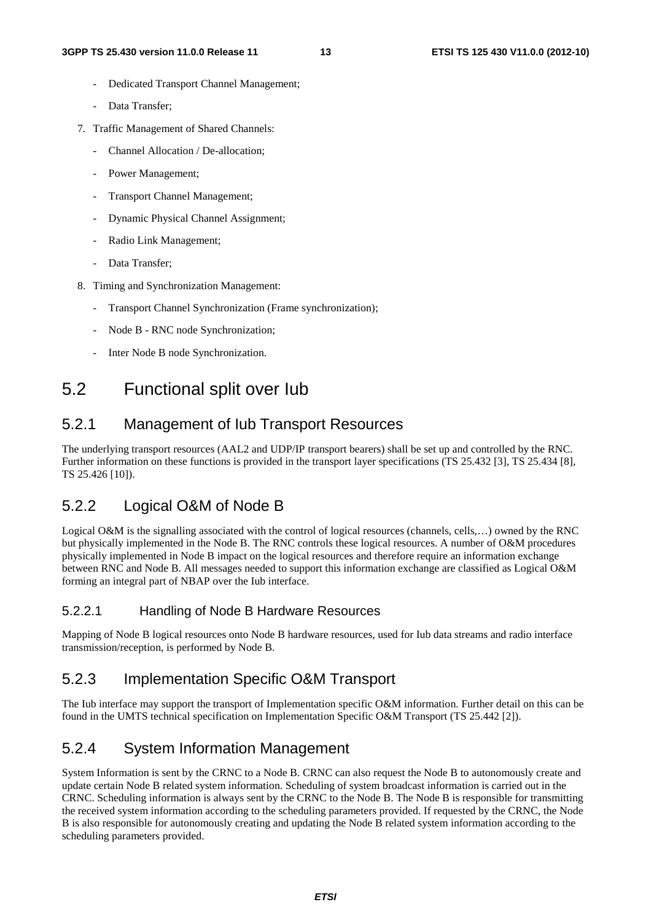- Dedicated Transport Channel Management;
- Data Transfer;

7. Traffic Management of Shared Channels:
   - Channel Allocation / De-allocation;
   - Power Management;
   - Transport Channel Management;
   - Dynamic Physical Channel Assignment;
   - Radio Link Management;
   - Data Transfer;
8. Timing and Synchronization Management:
   - Transport Channel Synchronization (Frame synchronization);
   - Node B - RNC node Synchronization;
   - Inter Node B node Synchronization.

# 5.2 Functional split over Iub

## 5.2.1 Management of Iub Transport Resources

The underlying transport resources (AAL2 and UDP/IP transport bearers) shall be set up and controlled by the RNC. Further information on these functions is provided in the transport layer specifications (TS 25.432 [3], TS 25.434 [8], TS 25.426 [10]).

## 5.2.2 Logical O&M of Node B

Logical O&M is the signalling associated with the control of logical resources (channels, cells,…) owned by the RNC but physically implemented in the Node B. The RNC controls these logical resources. A number of O&M procedures physically implemented in Node B impact on the logical resources and therefore require an information exchange between RNC and Node B. All messages needed to support this information exchange are classified as Logical O&M forming an integral part of NBAP over the Iub interface.

### 5.2.2.1 Handling of Node B Hardware Resources

Mapping of Node B logical resources onto Node B hardware resources, used for Iub data streams and radio interface transmission/reception, is performed by Node B.

## 5.2.3 Implementation Specific O&M Transport

The Iub interface may support the transport of Implementation specific O&M information. Further detail on this can be found in the UMTS technical specification on Implementation Specific O&M Transport (TS 25.442 [2]).

## 5.2.4 System Information Management

System Information is sent by the CRNC to a Node B. CRNC can also request the Node B to autonomously create and update certain Node B related system information. Scheduling of system broadcast information is carried out in the CRNC. Scheduling information is always sent by the CRNC to the Node B. The Node B is responsible for transmitting the received system information according to the scheduling parameters provided. If requested by the CRNC, the Node B is also responsible for autonomously creating and updating the Node B related system information according to the scheduling parameters provided.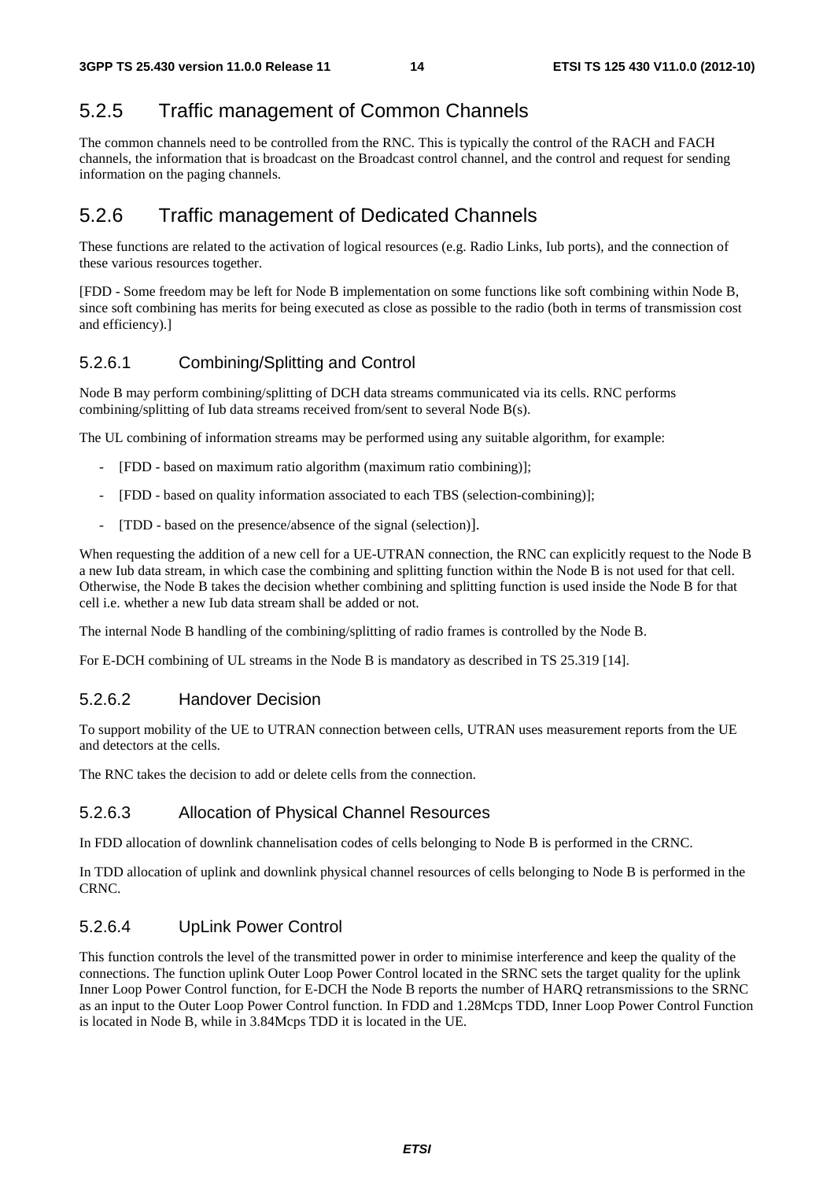### 5.2.5 Traffic management of Common Channels

The common channels need to be controlled from the RNC. This is typically the control of the RACH and FACH channels, the information that is broadcast on the Broadcast control channel, and the control and request for sending information on the paging channels.

### 5.2.6 Traffic management of Dedicated Channels

These functions are related to the activation of logical resources (e.g. Radio Links, Iub ports), and the connection of these various resources together.

[FDD - Some freedom may be left for Node B implementation on some functions like soft combining within Node B, since soft combining has merits for being executed as close as possible to the radio (both in terms of transmission cost and efficiency).]

#### 5.2.6.1 Combining/Splitting and Control

Node B may perform combining/splitting of DCH data streams communicated via its cells. RNC performs combining/splitting of Iub data streams received from/sent to several Node B(s).

The UL combining of information streams may be performed using any suitable algorithm, for example:

- [FDD - based on maximum ratio algorithm (maximum ratio combining)];
- [FDD - based on quality information associated to each TBS (selection-combining)];
- [TDD - based on the presence/absence of the signal (selection)].

When requesting the addition of a new cell for a UE-UTRAN connection, the RNC can explicitly request to the Node B a new Iub data stream, in which case the combining and splitting function within the Node B is not used for that cell. Otherwise, the Node B takes the decision whether combining and splitting function is used inside the Node B for that cell i.e. whether a new Iub data stream shall be added or not.

The internal Node B handling of the combining/splitting of radio frames is controlled by the Node B.

For E-DCH combining of UL streams in the Node B is mandatory as described in TS 25.319 [14].

#### 5.2.6.2 Handover Decision

To support mobility of the UE to UTRAN connection between cells, UTRAN uses measurement reports from the UE and detectors at the cells.

The RNC takes the decision to add or delete cells from the connection.

#### 5.2.6.3 Allocation of Physical Channel Resources

In FDD allocation of downlink channelisation codes of cells belonging to Node B is performed in the CRNC.

In TDD allocation of uplink and downlink physical channel resources of cells belonging to Node B is performed in the CRNC.

#### 5.2.6.4 UpLink Power Control

This function controls the level of the transmitted power in order to minimise interference and keep the quality of the connections. The function uplink Outer Loop Power Control located in the SRNC sets the target quality for the uplink Inner Loop Power Control function, for E-DCH the Node B reports the number of HARQ retransmissions to the SRNC as an input to the Outer Loop Power Control function. In FDD and 1.28Mcps TDD, Inner Loop Power Control Function is located in Node B, while in 3.84Mcps TDD it is located in the UE.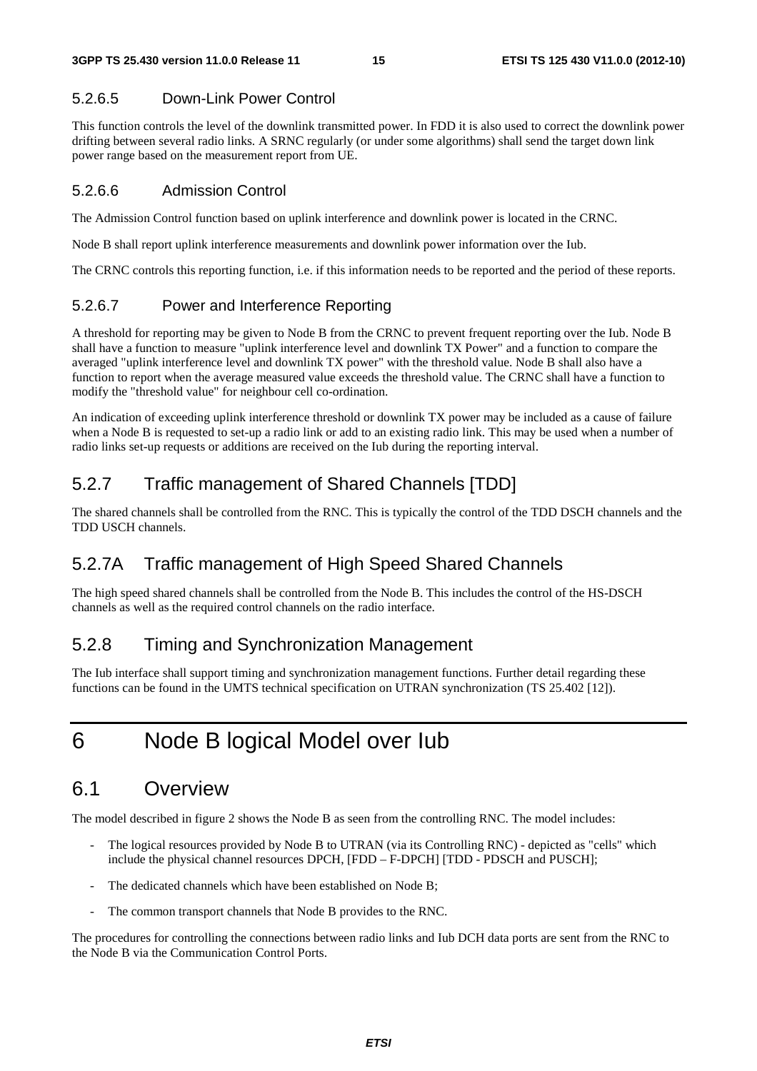#### 5.2.6.5 Down-Link Power Control

This function controls the level of the downlink transmitted power. In FDD it is also used to correct the downlink power drifting between several radio links. A SRNC regularly (or under some algorithms) shall send the target down link power range based on the measurement report from UE.

#### 5.2.6.6 Admission Control

The Admission Control function based on uplink interference and downlink power is located in the CRNC.

Node B shall report uplink interference measurements and downlink power information over the Iub.

The CRNC controls this reporting function, i.e. if this information needs to be reported and the period of these reports.

#### 5.2.6.7 Power and Interference Reporting

A threshold for reporting may be given to Node B from the CRNC to prevent frequent reporting over the Iub. Node B shall have a function to measure "uplink interference level and downlink TX Power" and a function to compare the averaged "uplink interference level and downlink TX power" with the threshold value. Node B shall also have a function to report when the average measured value exceeds the threshold value. The CRNC shall have a function to modify the "threshold value" for neighbour cell co-ordination.

An indication of exceeding uplink interference threshold or downlink TX power may be included as a cause of failure when a Node B is requested to set-up a radio link or add to an existing radio link. This may be used when a number of radio links set-up requests or additions are received on the Iub during the reporting interval.

### 5.2.7 Traffic management of Shared Channels [TDD]

The shared channels shall be controlled from the RNC. This is typically the control of the TDD DSCH channels and the TDD USCH channels.

### 5.2.7A Traffic management of High Speed Shared Channels

The high speed shared channels shall be controlled from the Node B. This includes the control of the HS-DSCH channels as well as the required control channels on the radio interface.

### 5.2.8 Timing and Synchronization Management

The Iub interface shall support timing and synchronization management functions. Further detail regarding these functions can be found in the UMTS technical specification on UTRAN synchronization (TS 25.402 [12]).

# 6 Node B logical Model over Iub

## 6.1 Overview

The model described in figure 2 shows the Node B as seen from the controlling RNC. The model includes:

- The logical resources provided by Node B to UTRAN (via its Controlling RNC) - depicted as "cells" which include the physical channel resources DPCH, [FDD – F-DPCH] [TDD - PDSCH and PUSCH];
- The dedicated channels which have been established on Node B;
- The common transport channels that Node B provides to the RNC.

The procedures for controlling the connections between radio links and Iub DCH data ports are sent from the RNC to the Node B via the Communication Control Ports.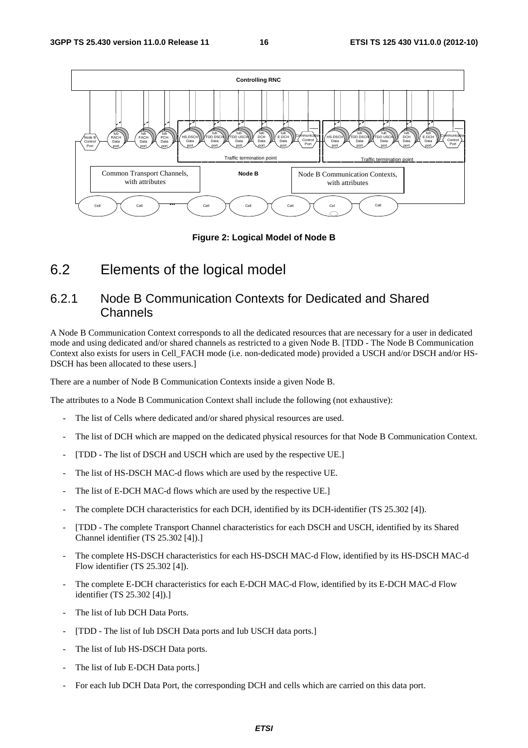Figure 2: Logical Model of Node B

## 6.2 Elements of the logical model

### 6.2.1 Node B Communication Contexts for Dedicated and Shared Channels

A Node B Communication Context corresponds to all the dedicated resources that are necessary for a user in dedicated mode and using dedicated and/or shared channels as restricted to a given Node B. [TDD - The Node B Communication Context also exists for users in Cell_FACH mode (i.e. non-dedicated mode) provided a USCH and/or DSCH and/or HS-DSCH has been allocated to these users.]

There are a number of Node B Communication Contexts inside a given Node B.

The attributes to a Node B Communication Context shall include the following (not exhaustive):

- The list of Cells where dedicated and/or shared physical resources are used.
- The list of DCH which are mapped on the dedicated physical resources for that Node B Communication Context.
- [TDD - The list of DSCH and USCH which are used by the respective UE.]
- The list of HS-DSCH MAC-d flows which are used by the respective UE.
- The list of E-DCH MAC-d flows which are used by the respective UE.]
- The complete DCH characteristics for each DCH, identified by its DCH-identifier (TS 25.302 [4]).
- [TDD - The complete Transport Channel characteristics for each DSCH and USCH, identified by its Shared Channel identifier (TS 25.302 [4]).]
- The complete HS-DSCH characteristics for each HS-DSCH MAC-d Flow, identified by its HS-DSCH MAC-d Flow identifier (TS 25.302 [4]).
- The complete E-DCH characteristics for each E-DCH MAC-d Flow, identified by its E-DCH MAC-d Flow identifier (TS 25.302 [4]).]
- The list of Iub DCH Data Ports.
- [TDD - The list of Iub DSCH Data ports and Iub USCH data ports.]
- The list of Iub HS-DSCH Data ports.
- The list of Iub E-DCH Data ports.]
- For each Iub DCH Data Port, the corresponding DCH and cells which are carried on this data port.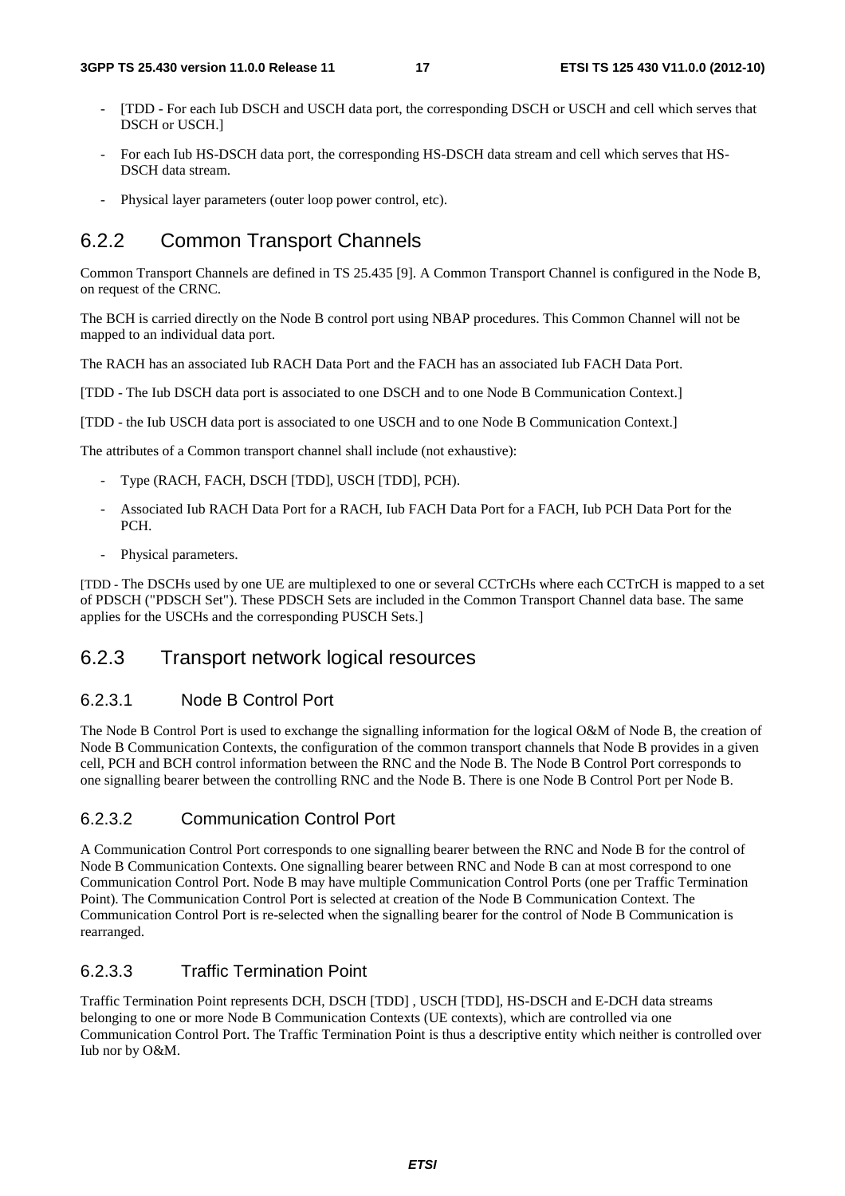- [TDD - For each Iub DSCH and USCH data port, the corresponding DSCH or USCH and cell which serves that DSCH or USCH.]
- For each Iub HS-DSCH data port, the corresponding HS-DSCH data stream and cell which serves that HS-DSCH data stream.
- Physical layer parameters (outer loop power control, etc).

## 6.2.2 Common Transport Channels

Common Transport Channels are defined in TS 25.435 [9]. A Common Transport Channel is configured in the Node B, on request of the CRNC.

The BCH is carried directly on the Node B control port using NBAP procedures. This Common Channel will not be mapped to an individual data port.

The RACH has an associated Iub RACH Data Port and the FACH has an associated Iub FACH Data Port.

[TDD - The Iub DSCH data port is associated to one DSCH and to one Node B Communication Context.]

[TDD - the Iub USCH data port is associated to one USCH and to one Node B Communication Context.]

The attributes of a Common transport channel shall include (not exhaustive):

- Type (RACH, FACH, DSCH [TDD], USCH [TDD], PCH).
- Associated Iub RACH Data Port for a RACH, Iub FACH Data Port for a FACH, Iub PCH Data Port for the PCH.
- Physical parameters.

[TDD - The DSCHs used by one UE are multiplexed to one or several CCTrCHs where each CCTrCH is mapped to a set of PDSCH ("PDSCH Set"). These PDSCH Sets are included in the Common Transport Channel data base. The same applies for the USCHs and the corresponding PUSCH Sets.]

## 6.2.3 Transport network logical resources

### 6.2.3.1 Node B Control Port

The Node B Control Port is used to exchange the signalling information for the logical O&M of Node B, the creation of Node B Communication Contexts, the configuration of the common transport channels that Node B provides in a given cell, PCH and BCH control information between the RNC and the Node B. The Node B Control Port corresponds to one signalling bearer between the controlling RNC and the Node B. There is one Node B Control Port per Node B.

### 6.2.3.2 Communication Control Port

A Communication Control Port corresponds to one signalling bearer between the RNC and Node B for the control of Node B Communication Contexts. One signalling bearer between RNC and Node B can at most correspond to one Communication Control Port. Node B may have multiple Communication Control Ports (one per Traffic Termination Point). The Communication Control Port is selected at creation of the Node B Communication Context. The Communication Control Port is re-selected when the signalling bearer for the control of Node B Communication is rearranged.

### 6.2.3.3 Traffic Termination Point

Traffic Termination Point represents DCH, DSCH [TDD] , USCH [TDD], HS-DSCH and E-DCH data streams belonging to one or more Node B Communication Contexts (UE contexts), which are controlled via one Communication Control Port. The Traffic Termination Point is thus a descriptive entity which neither is controlled over Iub nor by O&M.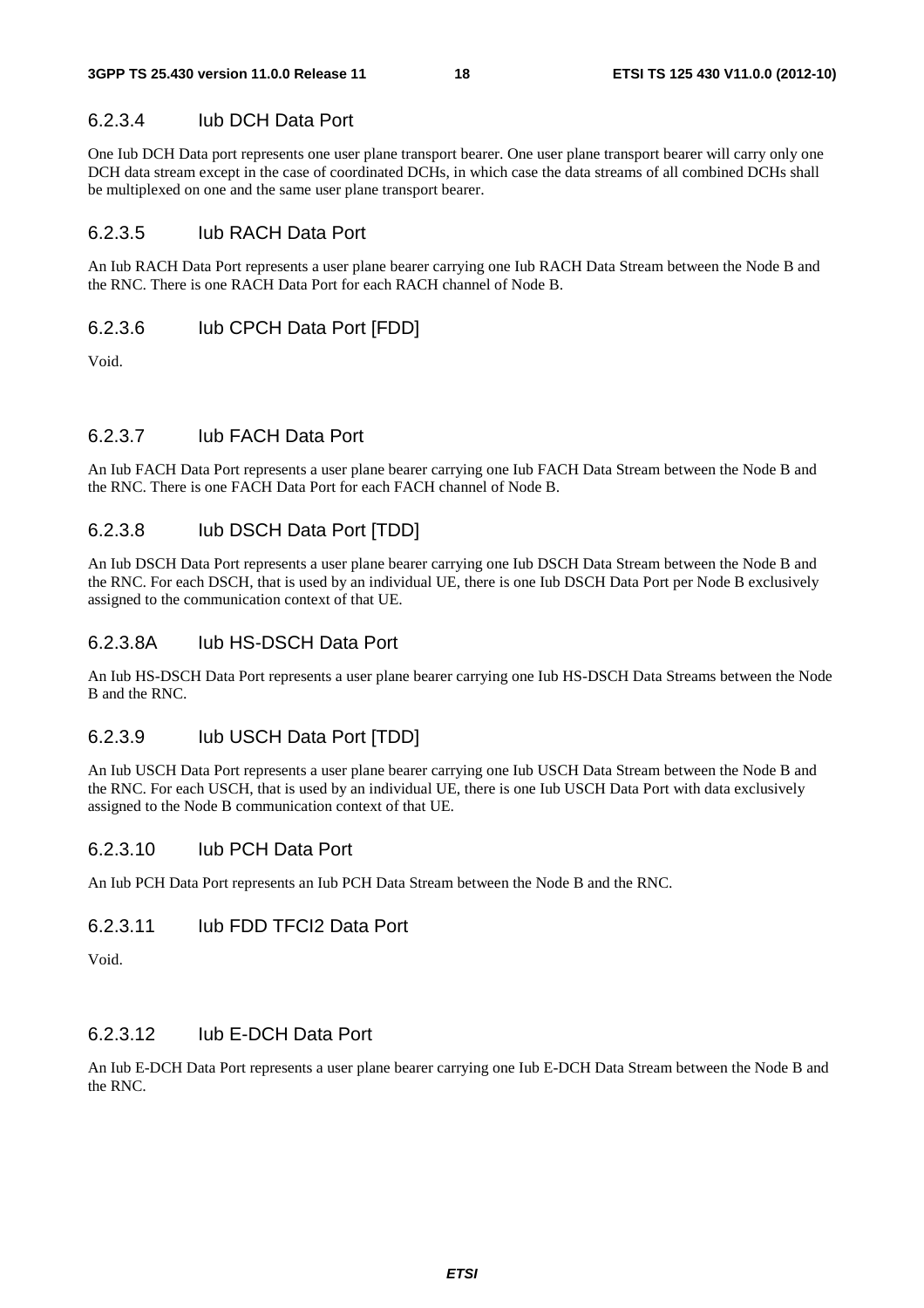#### 6.2.3.4 Iub DCH Data Port

One Iub DCH Data port represents one user plane transport bearer. One user plane transport bearer will carry only one DCH data stream except in the case of coordinated DCHs, in which case the data streams of all combined DCHs shall be multiplexed on one and the same user plane transport bearer.

#### 6.2.3.5 Iub RACH Data Port

An Iub RACH Data Port represents a user plane bearer carrying one Iub RACH Data Stream between the Node B and the RNC. There is one RACH Data Port for each RACH channel of Node B.

#### 6.2.3.6 Iub CPCH Data Port [FDD]

Void.

#### 6.2.3.7 Iub FACH Data Port

An Iub FACH Data Port represents a user plane bearer carrying one Iub FACH Data Stream between the Node B and the RNC. There is one FACH Data Port for each FACH channel of Node B.

#### 6.2.3.8 Iub DSCH Data Port [TDD]

An Iub DSCH Data Port represents a user plane bearer carrying one Iub DSCH Data Stream between the Node B and the RNC. For each DSCH, that is used by an individual UE, there is one Iub DSCH Data Port per Node B exclusively assigned to the communication context of that UE.

#### 6.2.3.8A Iub HS-DSCH Data Port

An Iub HS-DSCH Data Port represents a user plane bearer carrying one Iub HS-DSCH Data Streams between the Node B and the RNC.

#### 6.2.3.9 Iub USCH Data Port [TDD]

An Iub USCH Data Port represents a user plane bearer carrying one Iub USCH Data Stream between the Node B and the RNC. For each USCH, that is used by an individual UE, there is one Iub USCH Data Port with data exclusively assigned to the Node B communication context of that UE.

#### 6.2.3.10 Iub PCH Data Port

An Iub PCH Data Port represents an Iub PCH Data Stream between the Node B and the RNC.

#### 6.2.3.11 Iub FDD TFCI2 Data Port

Void.

#### 6.2.3.12 Iub E-DCH Data Port

An Iub E-DCH Data Port represents a user plane bearer carrying one Iub E-DCH Data Stream between the Node B and the RNC.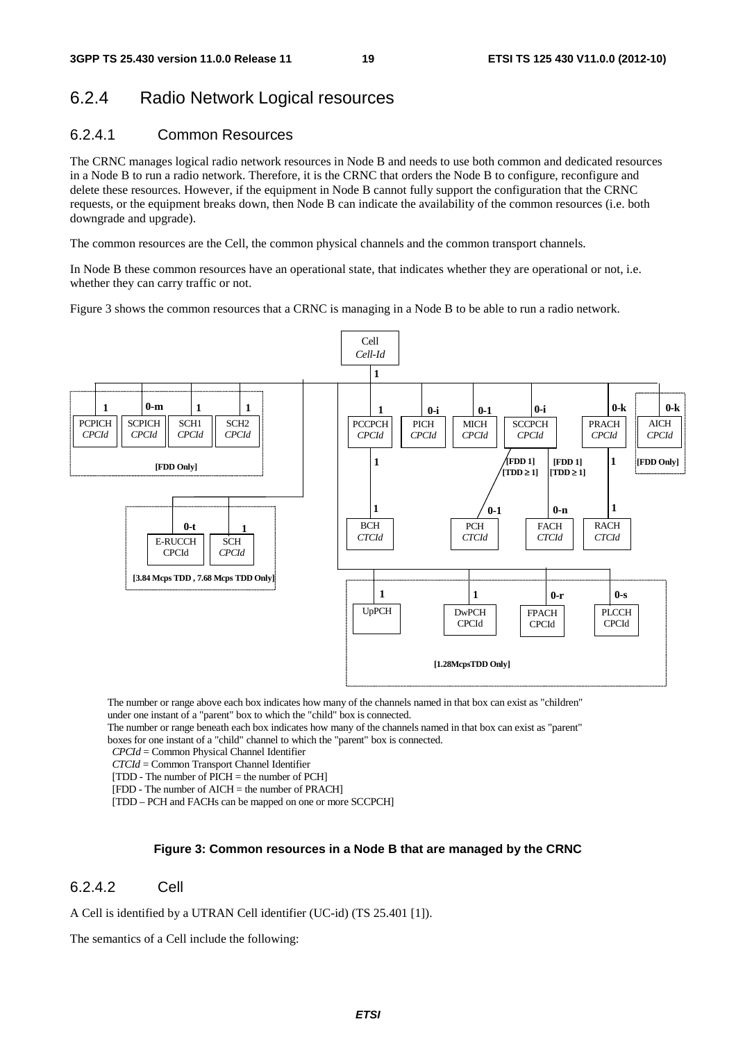### 6.2.4 Radio Network Logical resources

#### 6.2.4.1 Common Resources

The CRNC manages logical radio network resources in Node B and needs to use both common and dedicated resources in a Node B to run a radio network. Therefore, it is the CRNC that orders the Node B to configure, reconfigure and delete these resources. However, if the equipment in Node B cannot fully support the configuration that the CRNC requests, or the equipment breaks down, then Node B can indicate the availability of the common resources (i.e. both downgrade and upgrade).

The common resources are the Cell, the common physical channels and the common transport channels.

In Node B these common resources have an operational state, that indicates whether they are operational or not, i.e. whether they can carry traffic or not.

Figure 3 shows the common resources that a CRNC is managing in a Node B to be able to run a radio network.

The number or range above each box indicates how many of the channels named in that box can exist as "children" under one instant of a "parent" box to which the "child" box is connected.

The number or range beneath each box indicates how many of the channels named in that box can exist as "parent" boxes for one instant of a "child" channel to which the "parent" box is connected.

*CPCId* = Common Physical Channel Identifier

*CTCId* = Common Transport Channel Identifier

[TDD - The number of PICH = the number of PCH]

[FDD - The number of AICH = the number of PRACH]

[TDD – PCH and FACHs can be mapped on one or more SCCPCH]

**Figure 3: Common resources in a Node B that are managed by the CRNC**

#### 6.2.4.2 Cell

A Cell is identified by a UTRAN Cell identifier (UC-id) (TS 25.401 [1]).

The semantics of a Cell include the following: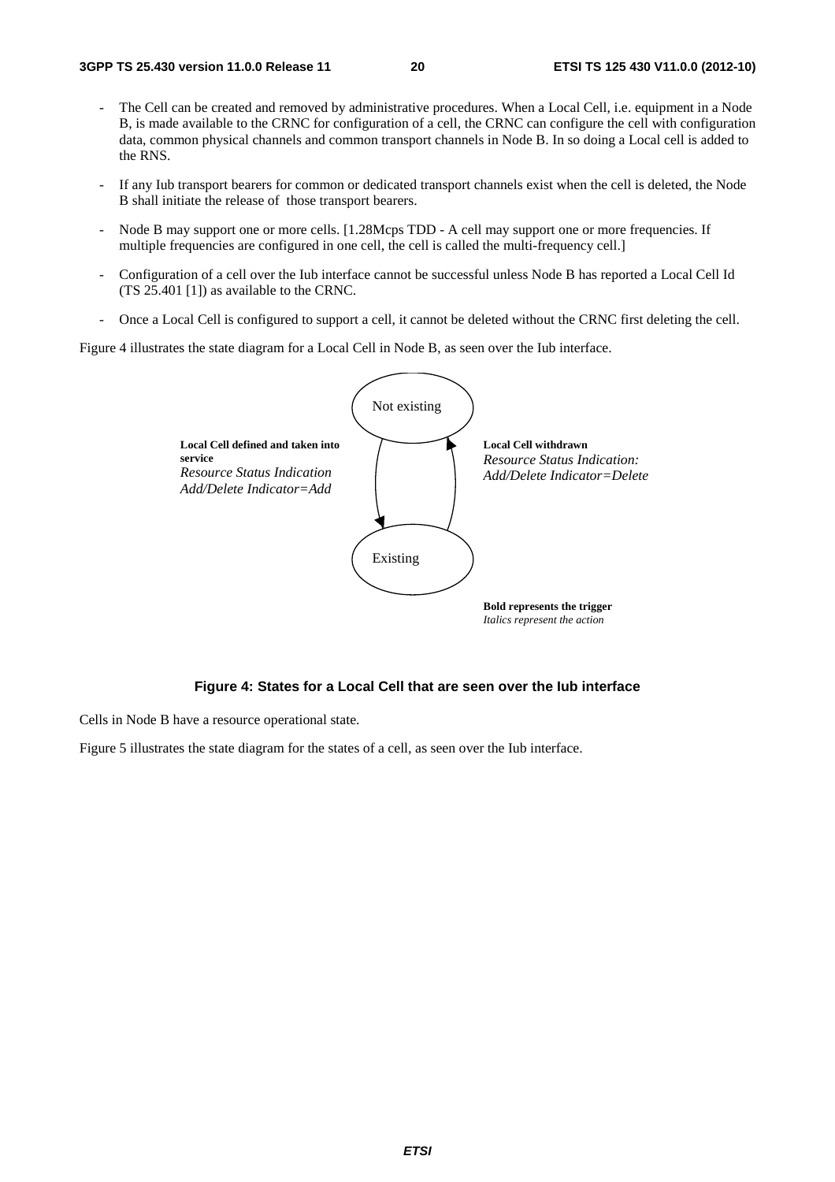- The Cell can be created and removed by administrative procedures. When a Local Cell, i.e. equipment in a Node B, is made available to the CRNC for configuration of a cell, the CRNC can configure the cell with configuration data, common physical channels and common transport channels in Node B. In so doing a Local cell is added to the RNS.
- If any Iub transport bearers for common or dedicated transport channels exist when the cell is deleted, the Node B shall initiate the release of those transport bearers.
- Node B may support one or more cells. [1.28Mcps TDD - A cell may support one or more frequencies. If multiple frequencies are configured in one cell, the cell is called the multi-frequency cell.]
- Configuration of a cell over the Iub interface cannot be successful unless Node B has reported a Local Cell Id (TS 25.401 [1]) as available to the CRNC.
- Once a Local Cell is configured to support a cell, it cannot be deleted without the CRNC first deleting the cell.

Figure 4 illustrates the state diagram for a Local Cell in Node B, as seen over the Iub interface.

Not existing

**Local Cell defined and taken into service**
*Resource Status Indication Add/Delete Indicator=Add*

**Local Cell withdrawn**
*Resource Status Indication: Add/Delete Indicator=Delete*

Existing

**Bold represents the trigger**
*Italics represent the action*

**Figure 4: States for a Local Cell that are seen over the Iub interface**

Cells in Node B have a resource operational state.

Figure 5 illustrates the state diagram for the states of a cell, as seen over the Iub interface.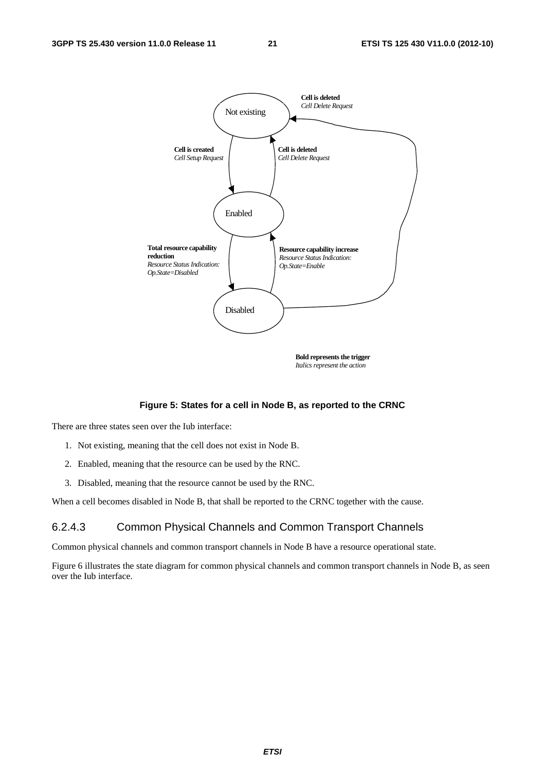**Cell is deleted**
*Cell Delete Request*

Not existing

**Cell is created**
*Cell Setup Request*

**Cell is deleted**
*Cell Delete Request*

Enabled

**Total resource capability reduction**
*Resource Status Indication: Op.State=Disabled*

**Resource capability increase**
*Resource Status Indication: Op.State=Enable*

Disabled

**Bold represents the trigger**
*Italics represent the action*

**Figure 5: States for a cell in Node B, as reported to the CRNC**

There are three states seen over the Iub interface:

1. Not existing, meaning that the cell does not exist in Node B.
2. Enabled, meaning that the resource can be used by the RNC.
3. Disabled, meaning that the resource cannot be used by the RNC.

When a cell becomes disabled in Node B, that shall be reported to the CRNC together with the cause.

### 6.2.4.3 Common Physical Channels and Common Transport Channels

Common physical channels and common transport channels in Node B have a resource operational state.

Figure 6 illustrates the state diagram for common physical channels and common transport channels in Node B, as seen over the Iub interface.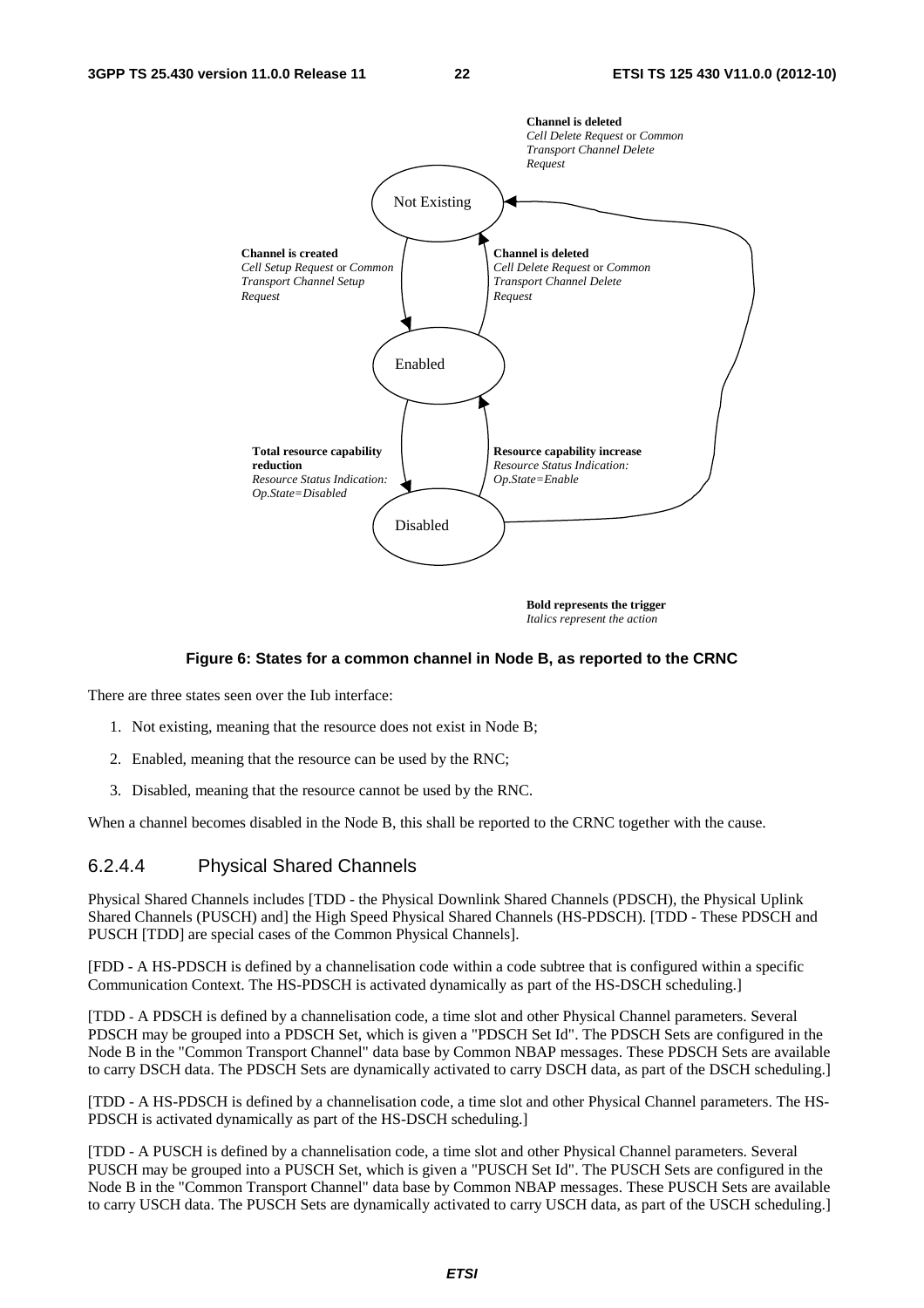**Channel is deleted**
*Cell Delete Request* or *Common Transport Channel Delete Request*

Not Existing

**Channel is created**
*Cell Setup Request* or *Common Transport Channel Setup Request*

**Channel is deleted**
*Cell Delete Request* or *Common Transport Channel Delete Request*

Enabled

**Total resource capability reduction**
*Resource Status Indication: Op.State=Disabled*

**Resource capability increase**
*Resource Status Indication: Op.State=Enable*

Disabled

**Bold represents the trigger**
*Italics represent the action*

**Figure 6: States for a common channel in Node B, as reported to the CRNC**

There are three states seen over the Iub interface:

1. Not existing, meaning that the resource does not exist in Node B;
2. Enabled, meaning that the resource can be used by the RNC;
3. Disabled, meaning that the resource cannot be used by the RNC.

When a channel becomes disabled in the Node B, this shall be reported to the CRNC together with the cause.

### 6.2.4.4 Physical Shared Channels

Physical Shared Channels includes [TDD - the Physical Downlink Shared Channels (PDSCH), the Physical Uplink Shared Channels (PUSCH) and] the High Speed Physical Shared Channels (HS-PDSCH). [TDD - These PDSCH and PUSCH [TDD] are special cases of the Common Physical Channels].

[FDD - A HS-PDSCH is defined by a channelisation code within a code subtree that is configured within a specific Communication Context. The HS-PDSCH is activated dynamically as part of the HS-DSCH scheduling.]

[TDD - A PDSCH is defined by a channelisation code, a time slot and other Physical Channel parameters. Several PDSCH may be grouped into a PDSCH Set, which is given a "PDSCH Set Id". The PDSCH Sets are configured in the Node B in the "Common Transport Channel" data base by Common NBAP messages. These PDSCH Sets are available to carry DSCH data. The PDSCH Sets are dynamically activated to carry DSCH data, as part of the DSCH scheduling.]

[TDD - A HS-PDSCH is defined by a channelisation code, a time slot and other Physical Channel parameters. The HS-PDSCH is activated dynamically as part of the HS-DSCH scheduling.]

[TDD - A PUSCH is defined by a channelisation code, a time slot and other Physical Channel parameters. Several PUSCH may be grouped into a PUSCH Set, which is given a "PUSCH Set Id". The PUSCH Sets are configured in the Node B in the "Common Transport Channel" data base by Common NBAP messages. These PUSCH Sets are available to carry USCH data. The PUSCH Sets are dynamically activated to carry USCH data, as part of the USCH scheduling.]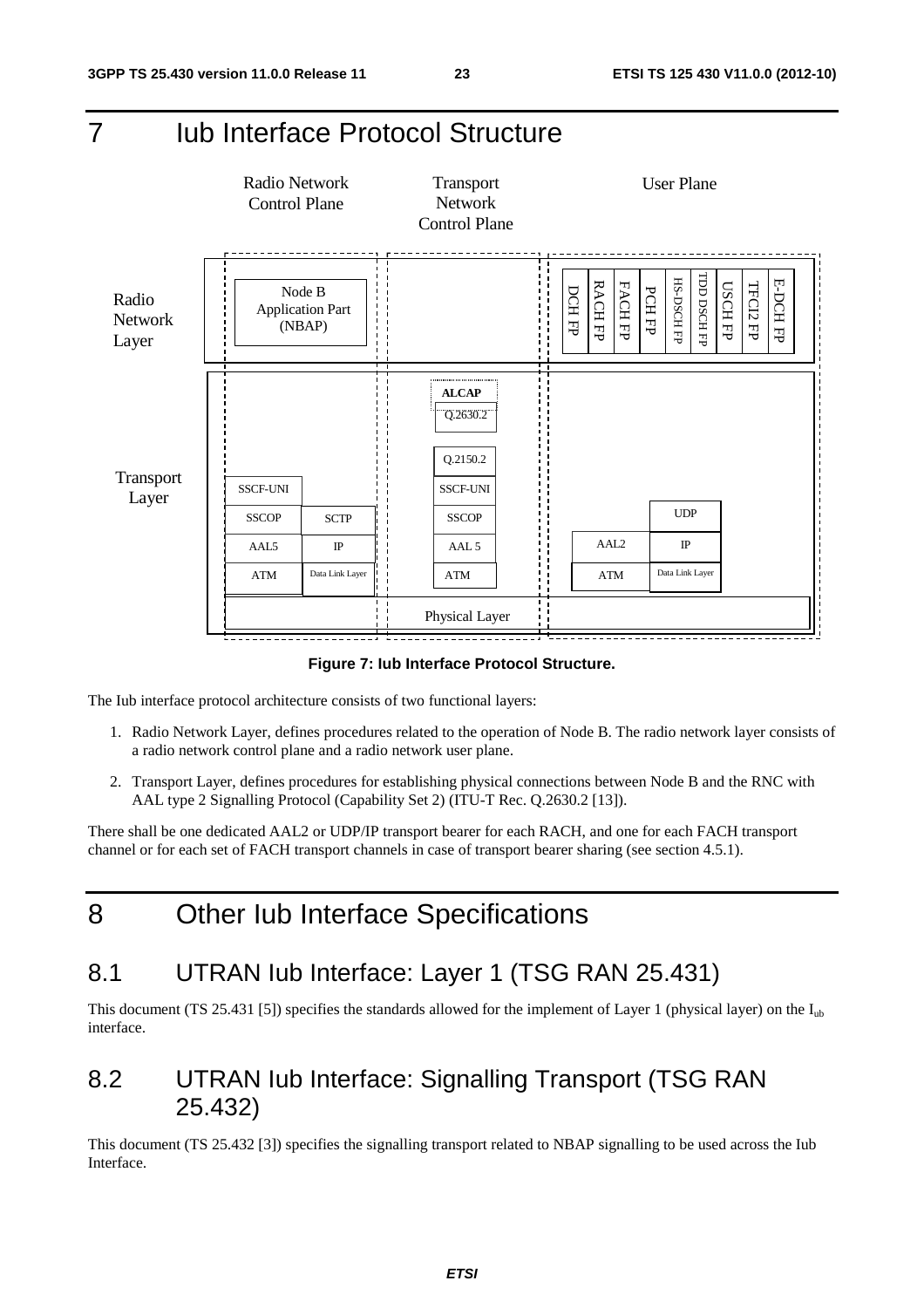# 7 Iub Interface Protocol Structure

**Figure 7: Iub Interface Protocol Structure.**

The Iub interface protocol architecture consists of two functional layers:

1. Radio Network Layer, defines procedures related to the operation of Node B. The radio network layer consists of a radio network control plane and a radio network user plane.
2. Transport Layer, defines procedures for establishing physical connections between Node B and the RNC with AAL type 2 Signalling Protocol (Capability Set 2) (ITU-T Rec. Q.2630.2 [13]).

There shall be one dedicated AAL2 or UDP/IP transport bearer for each RACH, and one for each FACH transport channel or for each set of FACH transport channels in case of transport bearer sharing (see section 4.5.1).

# 8 Other Iub Interface Specifications

## 8.1 UTRAN Iub Interface: Layer 1 (TSG RAN 25.431)

This document (TS 25.431 [5]) specifies the standards allowed for the implement of Layer 1 (physical layer) on the $I_{ub}$ interface.

## 8.2 UTRAN Iub Interface: Signalling Transport (TSG RAN 25.432)

This document (TS 25.432 [3]) specifies the signalling transport related to NBAP signalling to be used across the Iub Interface.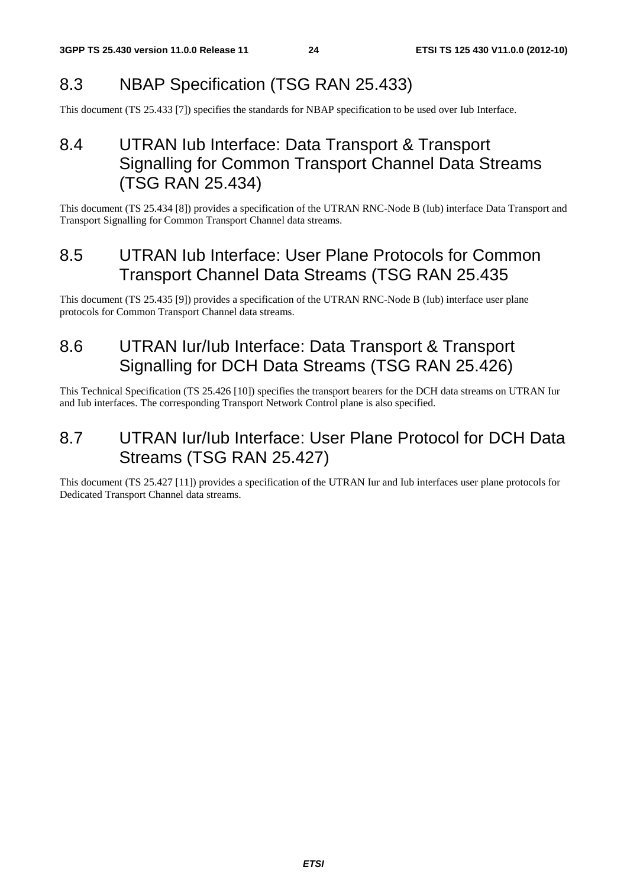## 8.3 NBAP Specification (TSG RAN 25.433)

This document (TS 25.433 [7]) specifies the standards for NBAP specification to be used over Iub Interface.

## 8.4 UTRAN Iub Interface: Data Transport & Transport Signalling for Common Transport Channel Data Streams (TSG RAN 25.434)

This document (TS 25.434 [8]) provides a specification of the UTRAN RNC-Node B (Iub) interface Data Transport and Transport Signalling for Common Transport Channel data streams.

## 8.5 UTRAN Iub Interface: User Plane Protocols for Common Transport Channel Data Streams (TSG RAN 25.435

This document (TS 25.435 [9]) provides a specification of the UTRAN RNC-Node B (Iub) interface user plane protocols for Common Transport Channel data streams.

## 8.6 UTRAN Iur/Iub Interface: Data Transport & Transport Signalling for DCH Data Streams (TSG RAN 25.426)

This Technical Specification (TS 25.426 [10]) specifies the transport bearers for the DCH data streams on UTRAN Iur and Iub interfaces. The corresponding Transport Network Control plane is also specified.

## 8.7 UTRAN Iur/Iub Interface: User Plane Protocol for DCH Data Streams (TSG RAN 25.427)

This document (TS 25.427 [11]) provides a specification of the UTRAN Iur and Iub interfaces user plane protocols for Dedicated Transport Channel data streams.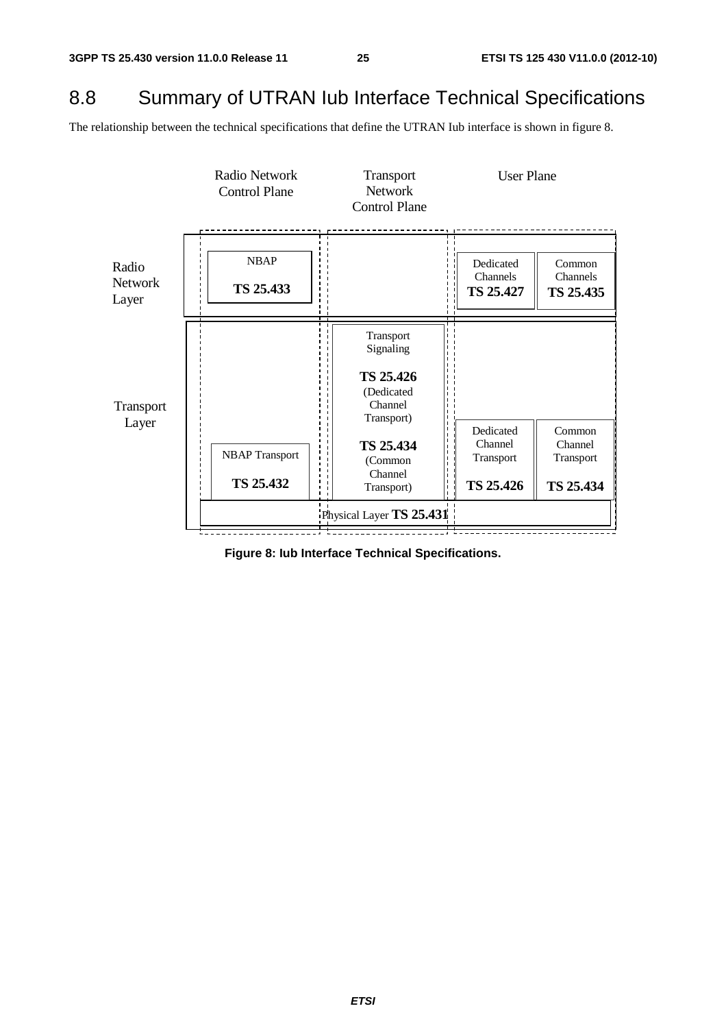## 8.8 Summary of UTRAN Iub Interface Technical Specifications

The relationship between the technical specifications that define the UTRAN Iub interface is shown in figure 8.

| | Radio Network Control Plane | Transport Network Control Plane | User Plane | |
|---|---|---|---|---|
| Radio Network Layer | NBAP TS 25.433 | | Dedicated Channels TS 25.427 | Common Channels TS 25.435 |
| Transport Layer | NBAP Transport TS 25.432 | Transport Signaling TS 25.426 (Dedicated Channel Transport) TS 25.434 (Common Channel Transport) | Dedicated Channel Transport TS 25.426 | Common Channel Transport TS 25.434 |
| | Physical Layer TS 25.431 | | | |

**Figure 8: Iub Interface Technical Specifications.**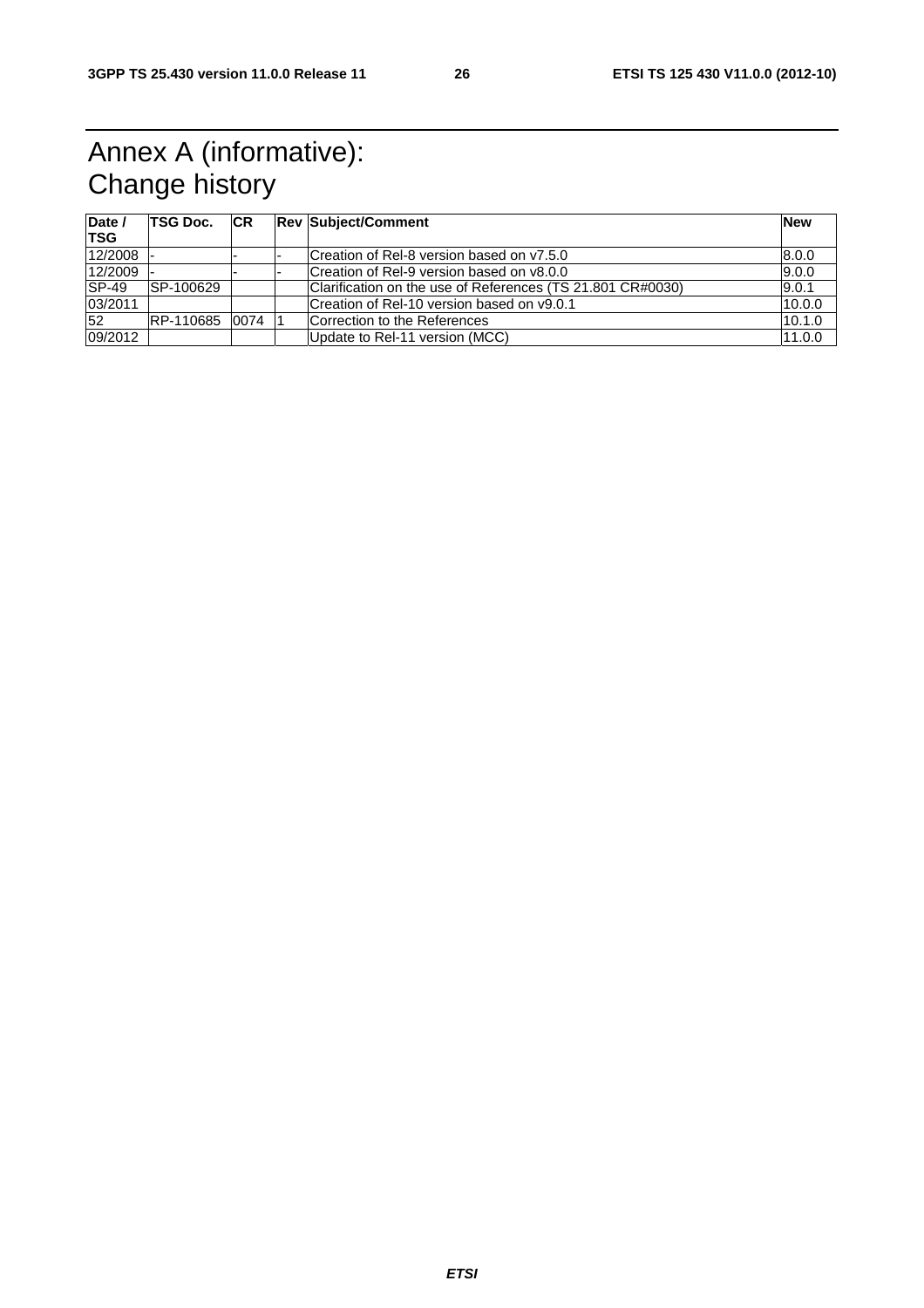# Annex A (informative): Change history

| Date / TSG | TSG Doc. | CR | Rev | Subject/Comment | New |
|---|---|---|---|---|---|
| 12/2008 | - | - | - | Creation of Rel-8 version based on v7.5.0 | 8.0.0 |
| 12/2009 | - | - | - | Creation of Rel-9 version based on v8.0.0 | 9.0.0 |
| SP-49 | SP-100629 | | | Clarification on the use of References (TS 21.801 CR#0030) | 9.0.1 |
| 03/2011 | | | | Creation of Rel-10 version based on v9.0.1 | 10.0.0 |
| 52 | RP-110685 | 0074 | 1 | Correction to the References | 10.1.0 |
| 09/2012 | | | | Update to Rel-11 version (MCC) | 11.0.0 |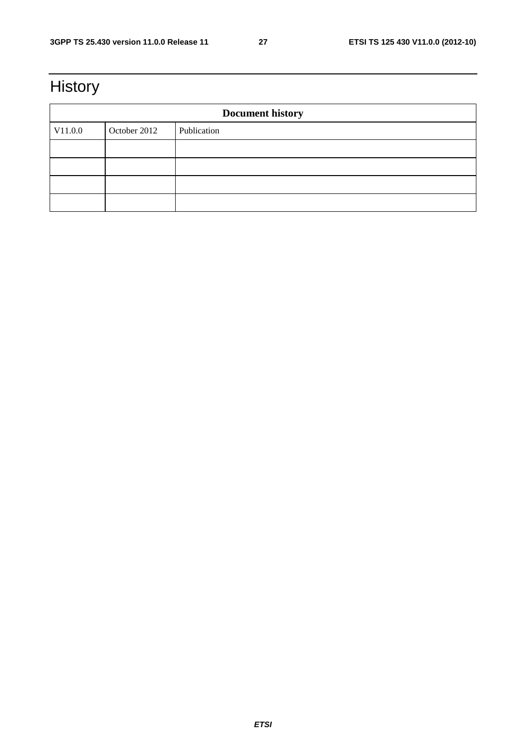# History

| Document history | | |
|---|---|---|
| V11.0.0 | October 2012 | Publication |
| | | |
| | | |
| | | |
| | | |